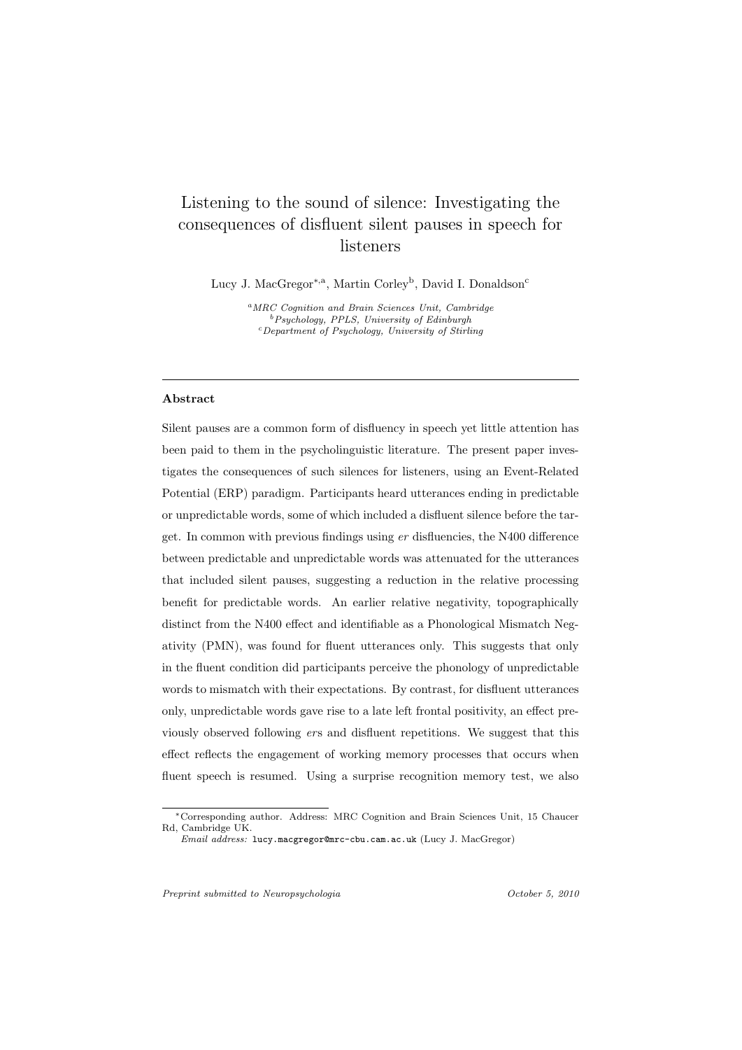# Listening to the sound of silence: Investigating the consequences of disfluent silent pauses in speech for listeners

Lucy J. MacGregor[*,a], Martin Corley[b], David I. Donaldson[c]

[a] *MRC Cognition and Brain Sciences Unit, Cambridge*
[b] *Psychology, PPLS, University of Edinburgh*
[c] *Department of Psychology, University of Stirling*

---

### Abstract

Silent pauses are a common form of disfluency in speech yet little attention has been paid to them in the psycholinguistic literature. The present paper investigates the consequences of such silences for listeners, using an Event-Related Potential (ERP) paradigm. Participants heard utterances ending in predictable or unpredictable words, some of which included a disfluent silence before the target. In common with previous findings using *er* disfluencies, the N400 difference between predictable and unpredictable words was attenuated for the utterances that included silent pauses, suggesting a reduction in the relative processing benefit for predictable words. An earlier relative negativity, topographically distinct from the N400 effect and identifiable as a Phonological Mismatch Negativity (PMN), was found for fluent utterances only. This suggests that only in the fluent condition did participants perceive the phonology of unpredictable words to mismatch with their expectations. By contrast, for disfluent utterances only, unpredictable words gave rise to a late left frontal positivity, an effect previously observed following *er*s and disfluent repetitions. We suggest that this effect reflects the engagement of working memory processes that occurs when fluent speech is resumed. Using a surprise recognition memory test, we also

---

[*] Corresponding author. Address: MRC Cognition and Brain Sciences Unit, 15 Chaucer Rd, Cambridge UK.
*Email address:* lucy.macgregor@mrc-cbu.cam.ac.uk (Lucy J. MacGregor)

*Preprint submitted to Neuropsychologia* *October 5, 2010*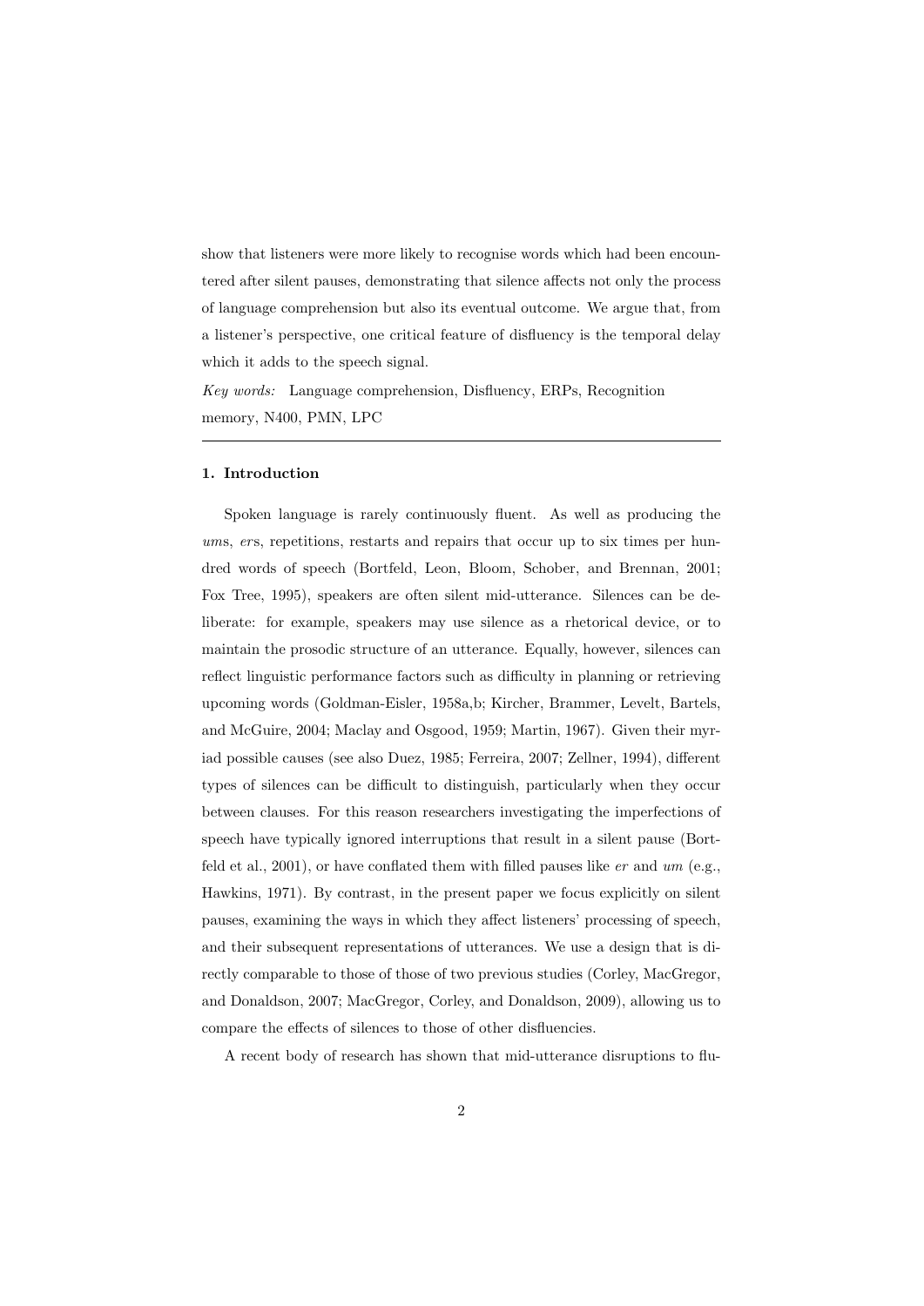show that listeners were more likely to recognise words which had been encountered after silent pauses, demonstrating that silence affects not only the process of language comprehension but also its eventual outcome. We argue that, from a listener's perspective, one critical feature of disfluency is the temporal delay which it adds to the speech signal.

*Key words:* Language comprehension, Disfluency, ERPs, Recognition memory, N400, PMN, LPC

---

## 1. Introduction

Spoken language is rarely continuously fluent. As well as producing the *um*s, *er*s, repetitions, restarts and repairs that occur up to six times per hundred words of speech (Bortfeld, Leon, Bloom, Schober, and Brennan, 2001; Fox Tree, 1995), speakers are often silent mid-utterance. Silences can be deliberate: for example, speakers may use silence as a rhetorical device, or to maintain the prosodic structure of an utterance. Equally, however, silences can reflect linguistic performance factors such as difficulty in planning or retrieving upcoming words (Goldman-Eisler, 1958a,b; Kircher, Brammer, Levelt, Bartels, and McGuire, 2004; Maclay and Osgood, 1959; Martin, 1967). Given their myriad possible causes (see also Duez, 1985; Ferreira, 2007; Zellner, 1994), different types of silences can be difficult to distinguish, particularly when they occur between clauses. For this reason researchers investigating the imperfections of speech have typically ignored interruptions that result in a silent pause (Bortfeld et al., 2001), or have conflated them with filled pauses like *er* and *um* (e.g., Hawkins, 1971). By contrast, in the present paper we focus explicitly on silent pauses, examining the ways in which they affect listeners' processing of speech, and their subsequent representations of utterances. We use a design that is directly comparable to those of those of two previous studies (Corley, MacGregor, and Donaldson, 2007; MacGregor, Corley, and Donaldson, 2009), allowing us to compare the effects of silences to those of other disfluencies.

A recent body of research has shown that mid-utterance disruptions to flu-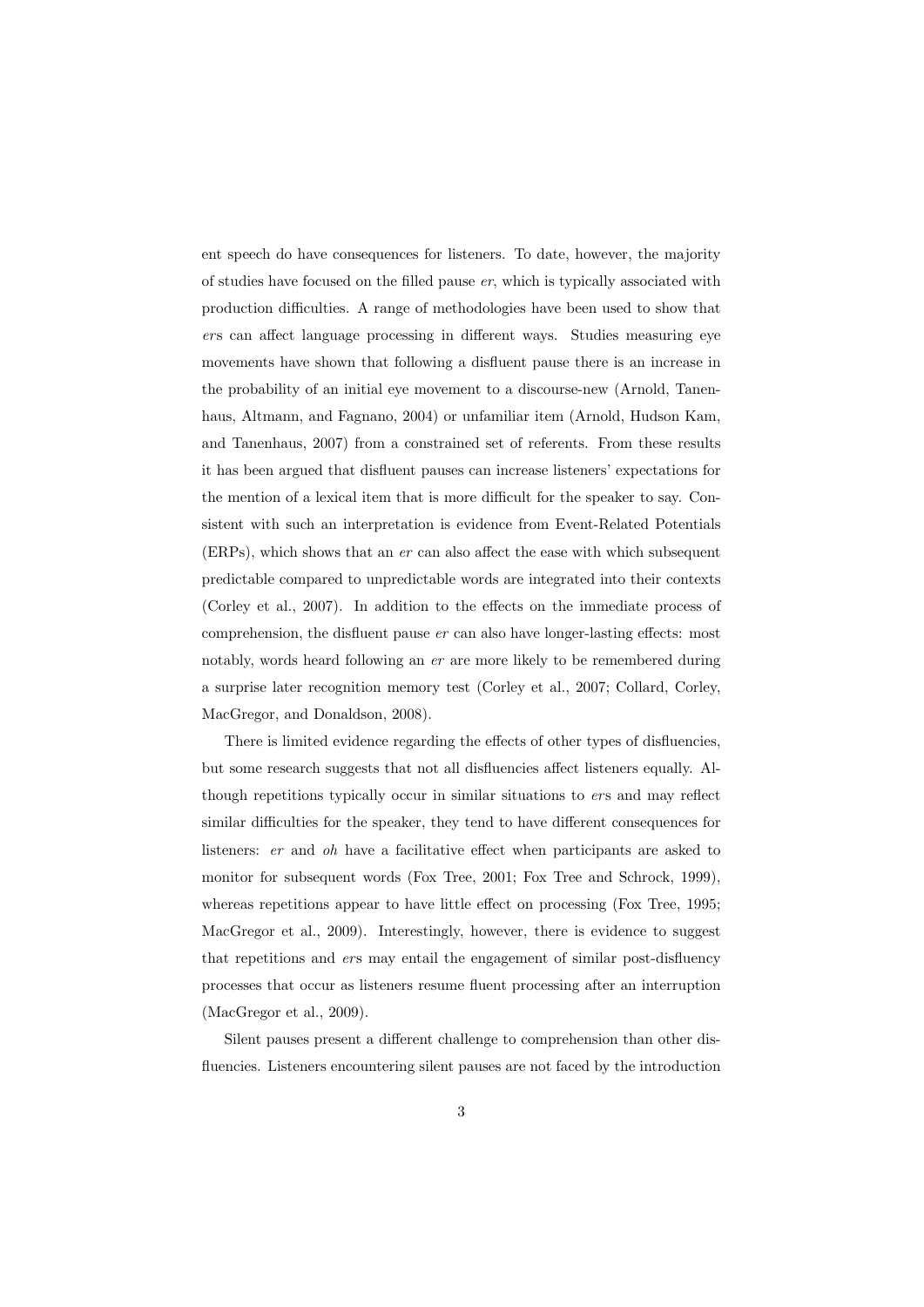ent speech do have consequences for listeners. To date, however, the majority of studies have focused on the filled pause *er*, which is typically associated with production difficulties. A range of methodologies have been used to show that *er*s can affect language processing in different ways. Studies measuring eye movements have shown that following a disfluent pause there is an increase in the probability of an initial eye movement to a discourse-new (Arnold, Tanenhaus, Altmann, and Fagnano, 2004) or unfamiliar item (Arnold, Hudson Kam, and Tanenhaus, 2007) from a constrained set of referents. From these results it has been argued that disfluent pauses can increase listeners' expectations for the mention of a lexical item that is more difficult for the speaker to say. Consistent with such an interpretation is evidence from Event-Related Potentials (ERPs), which shows that an *er* can also affect the ease with which subsequent predictable compared to unpredictable words are integrated into their contexts (Corley et al., 2007). In addition to the effects on the immediate process of comprehension, the disfluent pause *er* can also have longer-lasting effects: most notably, words heard following an *er* are more likely to be remembered during a surprise later recognition memory test (Corley et al., 2007; Collard, Corley, MacGregor, and Donaldson, 2008).

There is limited evidence regarding the effects of other types of disfluencies, but some research suggests that not all disfluencies affect listeners equally. Although repetitions typically occur in similar situations to *er*s and may reflect similar difficulties for the speaker, they tend to have different consequences for listeners: *er* and *oh* have a facilitative effect when participants are asked to monitor for subsequent words (Fox Tree, 2001; Fox Tree and Schrock, 1999), whereas repetitions appear to have little effect on processing (Fox Tree, 1995; MacGregor et al., 2009). Interestingly, however, there is evidence to suggest that repetitions and *er*s may entail the engagement of similar post-disfluency processes that occur as listeners resume fluent processing after an interruption (MacGregor et al., 2009).

Silent pauses present a different challenge to comprehension than other disfluencies. Listeners encountering silent pauses are not faced by the introduction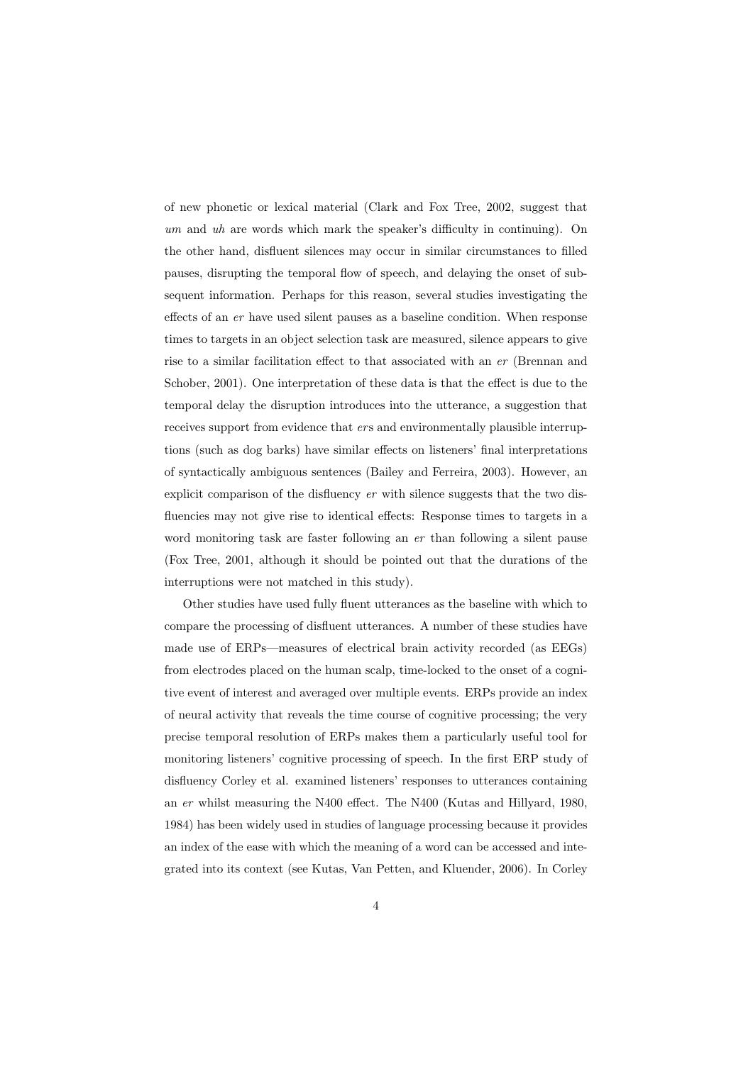of new phonetic or lexical material (Clark and Fox Tree, 2002, suggest that *um* and *uh* are words which mark the speaker's difficulty in continuing). On the other hand, disfluent silences may occur in similar circumstances to filled pauses, disrupting the temporal flow of speech, and delaying the onset of subsequent information. Perhaps for this reason, several studies investigating the effects of an *er* have used silent pauses as a baseline condition. When response times to targets in an object selection task are measured, silence appears to give rise to a similar facilitation effect to that associated with an *er* (Brennan and Schober, 2001). One interpretation of these data is that the effect is due to the temporal delay the disruption introduces into the utterance, a suggestion that receives support from evidence that *er*s and environmentally plausible interruptions (such as dog barks) have similar effects on listeners' final interpretations of syntactically ambiguous sentences (Bailey and Ferreira, 2003). However, an explicit comparison of the disfluency *er* with silence suggests that the two disfluencies may not give rise to identical effects: Response times to targets in a word monitoring task are faster following an *er* than following a silent pause (Fox Tree, 2001, although it should be pointed out that the durations of the interruptions were not matched in this study).

Other studies have used fully fluent utterances as the baseline with which to compare the processing of disfluent utterances. A number of these studies have made use of ERPs—measures of electrical brain activity recorded (as EEGs) from electrodes placed on the human scalp, time-locked to the onset of a cognitive event of interest and averaged over multiple events. ERPs provide an index of neural activity that reveals the time course of cognitive processing; the very precise temporal resolution of ERPs makes them a particularly useful tool for monitoring listeners' cognitive processing of speech. In the first ERP study of disfluency Corley et al. examined listeners' responses to utterances containing an *er* whilst measuring the N400 effect. The N400 (Kutas and Hillyard, 1980, 1984) has been widely used in studies of language processing because it provides an index of the ease with which the meaning of a word can be accessed and integrated into its context (see Kutas, Van Petten, and Kluender, 2006). In Corley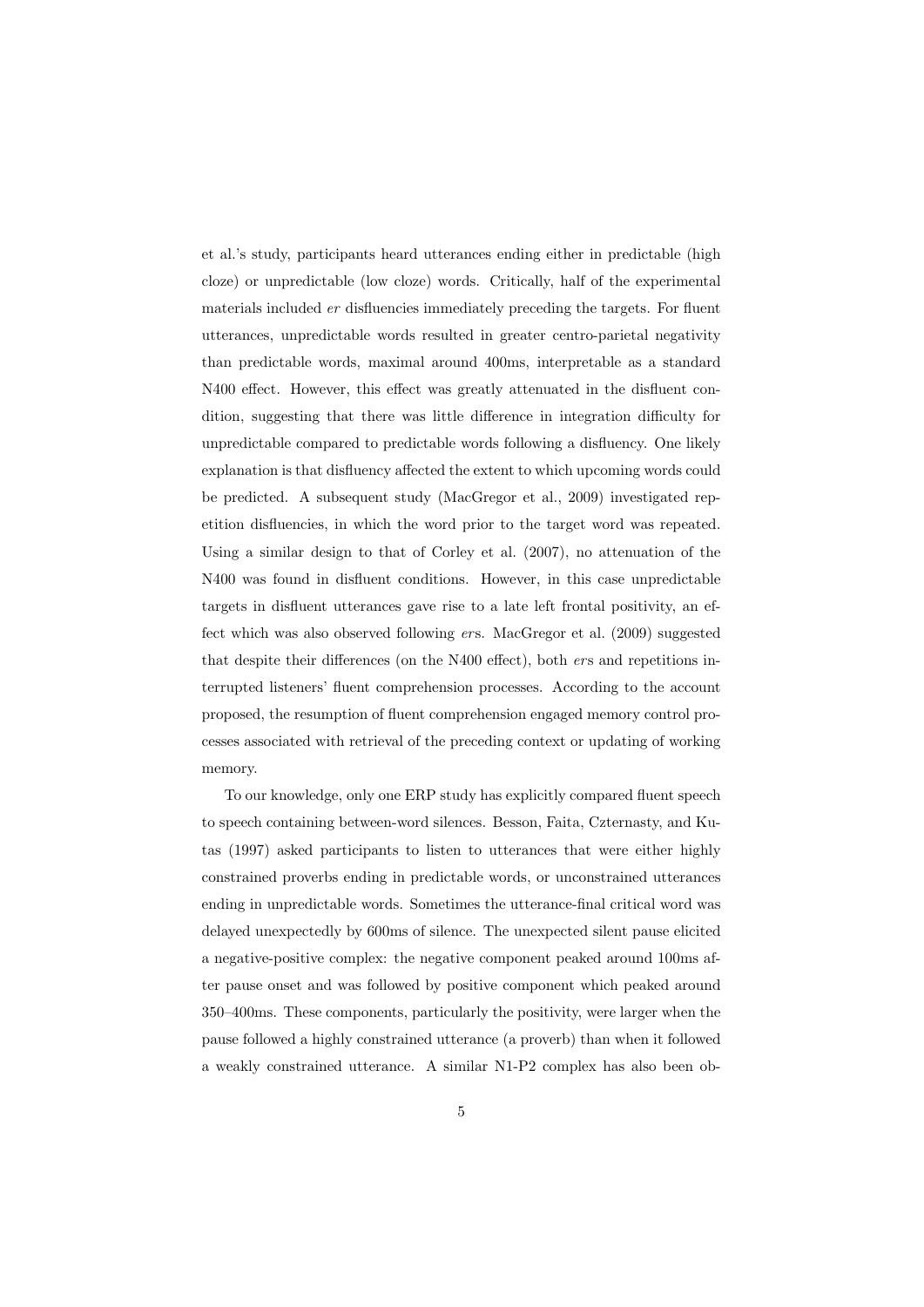et al.'s study, participants heard utterances ending either in predictable (high cloze) or unpredictable (low cloze) words. Critically, half of the experimental materials included *er* disfluencies immediately preceding the targets. For fluent utterances, unpredictable words resulted in greater centro-parietal negativity than predictable words, maximal around 400ms, interpretable as a standard N400 effect. However, this effect was greatly attenuated in the disfluent condition, suggesting that there was little difference in integration difficulty for unpredictable compared to predictable words following a disfluency. One likely explanation is that disfluency affected the extent to which upcoming words could be predicted. A subsequent study (MacGregor et al., 2009) investigated repetition disfluencies, in which the word prior to the target word was repeated. Using a similar design to that of Corley et al. (2007), no attenuation of the N400 was found in disfluent conditions. However, in this case unpredictable targets in disfluent utterances gave rise to a late left frontal positivity, an effect which was also observed following *er*s. MacGregor et al. (2009) suggested that despite their differences (on the N400 effect), both *er*s and repetitions interrupted listeners' fluent comprehension processes. According to the account proposed, the resumption of fluent comprehension engaged memory control processes associated with retrieval of the preceding context or updating of working memory.

To our knowledge, only one ERP study has explicitly compared fluent speech to speech containing between-word silences. Besson, Faita, Czternasty, and Kutas (1997) asked participants to listen to utterances that were either highly constrained proverbs ending in predictable words, or unconstrained utterances ending in unpredictable words. Sometimes the utterance-final critical word was delayed unexpectedly by 600ms of silence. The unexpected silent pause elicited a negative-positive complex: the negative component peaked around 100ms after pause onset and was followed by positive component which peaked around 350–400ms. These components, particularly the positivity, were larger when the pause followed a highly constrained utterance (a proverb) than when it followed a weakly constrained utterance. A similar N1-P2 complex has also been ob-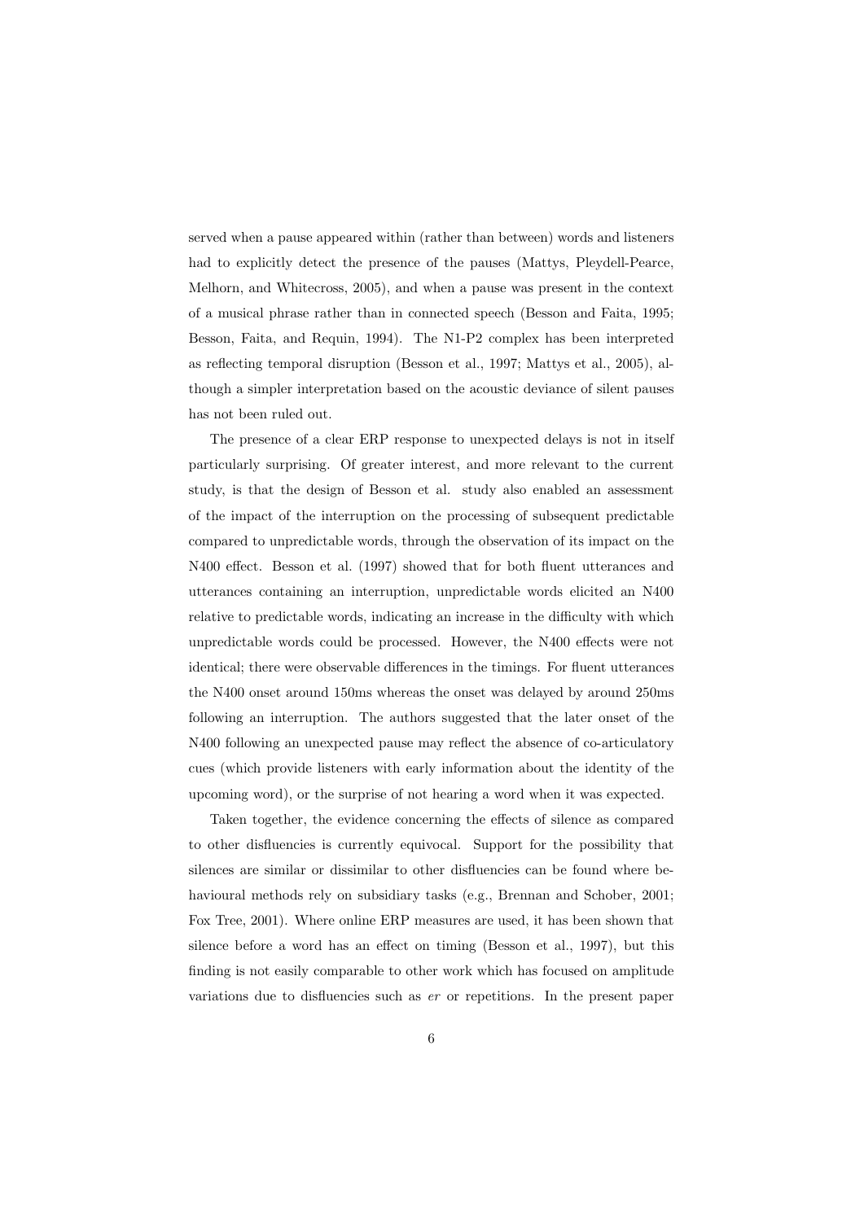served when a pause appeared within (rather than between) words and listeners had to explicitly detect the presence of the pauses (Mattys, Pleydell-Pearce, Melhorn, and Whitecross, 2005), and when a pause was present in the context of a musical phrase rather than in connected speech (Besson and Faita, 1995; Besson, Faita, and Requin, 1994). The N1-P2 complex has been interpreted as reflecting temporal disruption (Besson et al., 1997; Mattys et al., 2005), although a simpler interpretation based on the acoustic deviance of silent pauses has not been ruled out.

The presence of a clear ERP response to unexpected delays is not in itself particularly surprising. Of greater interest, and more relevant to the current study, is that the design of Besson et al. study also enabled an assessment of the impact of the interruption on the processing of subsequent predictable compared to unpredictable words, through the observation of its impact on the N400 effect. Besson et al. (1997) showed that for both fluent utterances and utterances containing an interruption, unpredictable words elicited an N400 relative to predictable words, indicating an increase in the difficulty with which unpredictable words could be processed. However, the N400 effects were not identical; there were observable differences in the timings. For fluent utterances the N400 onset around 150ms whereas the onset was delayed by around 250ms following an interruption. The authors suggested that the later onset of the N400 following an unexpected pause may reflect the absence of co-articulatory cues (which provide listeners with early information about the identity of the upcoming word), or the surprise of not hearing a word when it was expected.

Taken together, the evidence concerning the effects of silence as compared to other disfluencies is currently equivocal. Support for the possibility that silences are similar or dissimilar to other disfluencies can be found where behavioural methods rely on subsidiary tasks (e.g., Brennan and Schober, 2001; Fox Tree, 2001). Where online ERP measures are used, it has been shown that silence before a word has an effect on timing (Besson et al., 1997), but this finding is not easily comparable to other work which has focused on amplitude variations due to disfluencies such as *er* or repetitions. In the present paper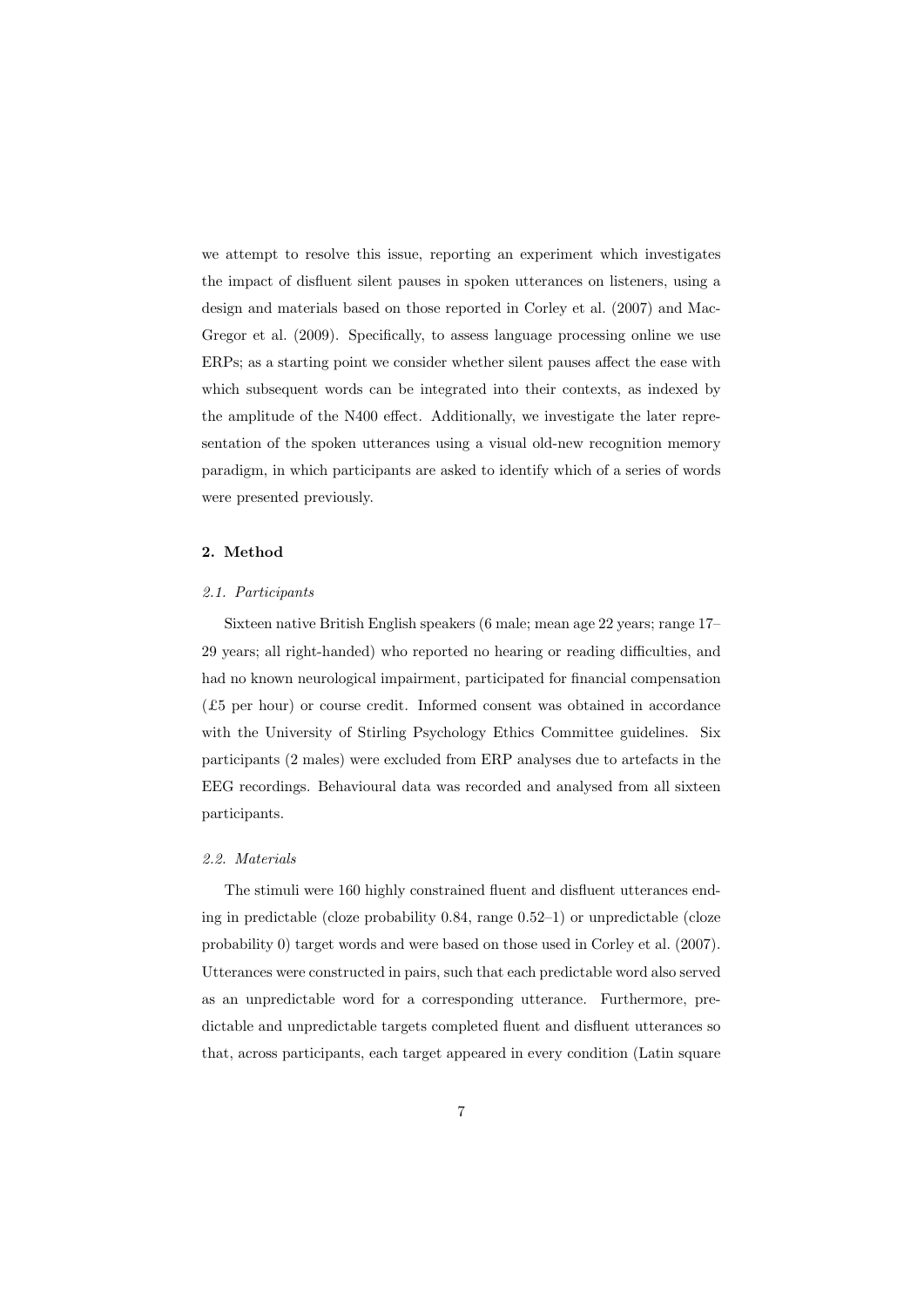we attempt to resolve this issue, reporting an experiment which investigates the impact of disfluent silent pauses in spoken utterances on listeners, using a design and materials based on those reported in Corley et al. (2007) and MacGregor et al. (2009). Specifically, to assess language processing online we use ERPs; as a starting point we consider whether silent pauses affect the ease with which subsequent words can be integrated into their contexts, as indexed by the amplitude of the N400 effect. Additionally, we investigate the later representation of the spoken utterances using a visual old-new recognition memory paradigm, in which participants are asked to identify which of a series of words were presented previously.

## 2. Method

### *2.1. Participants*

Sixteen native British English speakers (6 male; mean age 22 years; range 17–29 years; all right-handed) who reported no hearing or reading difficulties, and had no known neurological impairment, participated for financial compensation (£5 per hour) or course credit. Informed consent was obtained in accordance with the University of Stirling Psychology Ethics Committee guidelines. Six participants (2 males) were excluded from ERP analyses due to artefacts in the EEG recordings. Behavioural data was recorded and analysed from all sixteen participants.

### *2.2. Materials*

The stimuli were 160 highly constrained fluent and disfluent utterances ending in predictable (cloze probability 0.84, range 0.52–1) or unpredictable (cloze probability 0) target words and were based on those used in Corley et al. (2007). Utterances were constructed in pairs, such that each predictable word also served as an unpredictable word for a corresponding utterance. Furthermore, predictable and unpredictable targets completed fluent and disfluent utterances so that, across participants, each target appeared in every condition (Latin square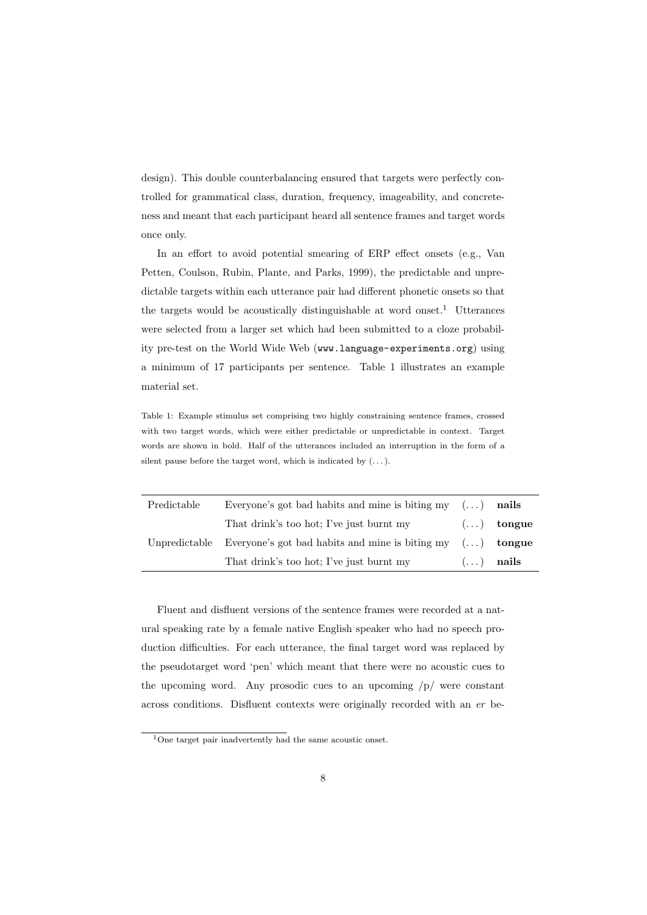design). This double counterbalancing ensured that targets were perfectly controlled for grammatical class, duration, frequency, imageability, and concreteness and meant that each participant heard all sentence frames and target words once only.

In an effort to avoid potential smearing of ERP effect onsets (e.g., Van Petten, Coulson, Rubin, Plante, and Parks, 1999), the predictable and unpredictable targets within each utterance pair had different phonetic onsets so that the targets would be acoustically distinguishable at word onset.[1] Utterances were selected from a larger set which had been submitted to a cloze probability pre-test on the World Wide Web (`www.language-experiments.org`) using a minimum of 17 participants per sentence. Table 1 illustrates an example material set.

Table 1: Example stimulus set comprising two highly constraining sentence frames, crossed with two target words, which were either predictable or unpredictable in context. Target words are shown in bold. Half of the utterances included an interruption in the form of a silent pause before the target word, which is indicated by (. . . ).

| | | | |
|---|---|---|---|
| Predictable | Everyone's got bad habits and mine is biting my | (. . . ) | **nails** |
| | That drink's too hot; I've just burnt my | (. . . ) | **tongue** |
| Unpredictable | Everyone's got bad habits and mine is biting my | (. . . ) | **tongue** |
| | That drink's too hot; I've just burnt my | (. . . ) | **nails** |

Fluent and disfluent versions of the sentence frames were recorded at a natural speaking rate by a female native English speaker who had no speech production difficulties. For each utterance, the final target word was replaced by the pseudotarget word 'pen' which meant that there were no acoustic cues to the upcoming word. Any prosodic cues to an upcoming /p/ were constant across conditions. Disfluent contexts were originally recorded with an *er* be-

[1] One target pair inadvertently had the same acoustic onset.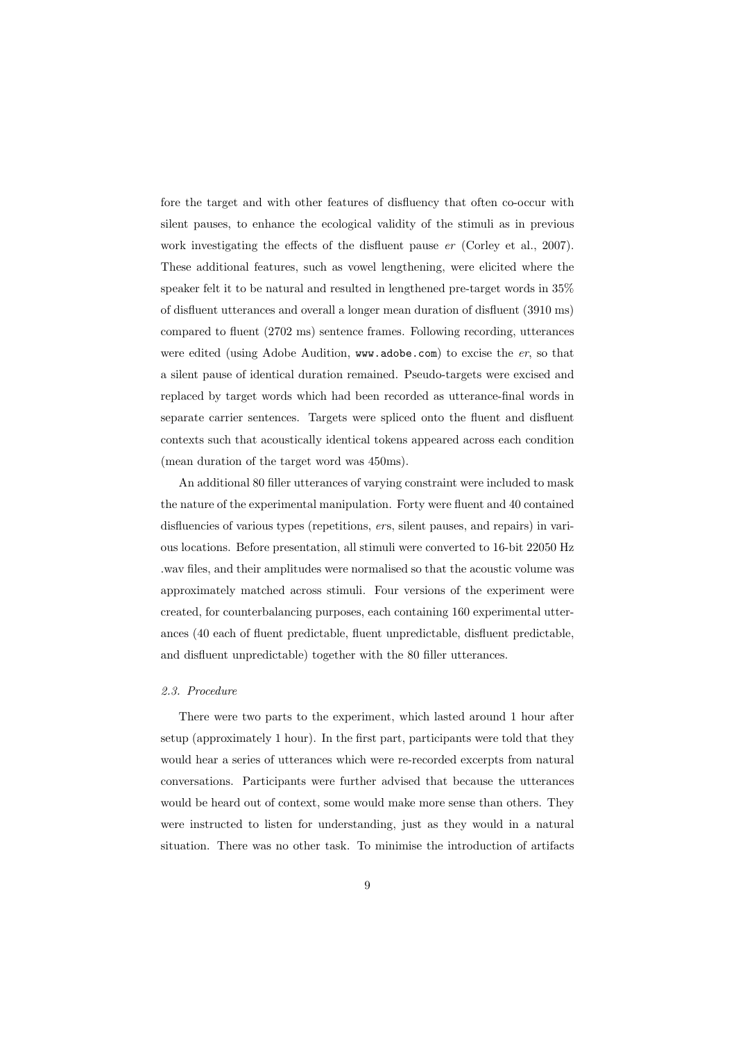fore the target and with other features of disfluency that often co-occur with silent pauses, to enhance the ecological validity of the stimuli as in previous work investigating the effects of the disfluent pause *er* (Corley et al., 2007). These additional features, such as vowel lengthening, were elicited where the speaker felt it to be natural and resulted in lengthened pre-target words in 35% of disfluent utterances and overall a longer mean duration of disfluent (3910 ms) compared to fluent (2702 ms) sentence frames. Following recording, utterances were edited (using Adobe Audition, `www.adobe.com`) to excise the *er*, so that a silent pause of identical duration remained. Pseudo-targets were excised and replaced by target words which had been recorded as utterance-final words in separate carrier sentences. Targets were spliced onto the fluent and disfluent contexts such that acoustically identical tokens appeared across each condition (mean duration of the target word was 450ms).

An additional 80 filler utterances of varying constraint were included to mask the nature of the experimental manipulation. Forty were fluent and 40 contained disfluencies of various types (repetitions, *er*s, silent pauses, and repairs) in various locations. Before presentation, all stimuli were converted to 16-bit 22050 Hz .wav files, and their amplitudes were normalised so that the acoustic volume was approximately matched across stimuli. Four versions of the experiment were created, for counterbalancing purposes, each containing 160 experimental utterances (40 each of fluent predictable, fluent unpredictable, disfluent predictable, and disfluent unpredictable) together with the 80 filler utterances.

### *2.3. Procedure*

There were two parts to the experiment, which lasted around 1 hour after setup (approximately 1 hour). In the first part, participants were told that they would hear a series of utterances which were re-recorded excerpts from natural conversations. Participants were further advised that because the utterances would be heard out of context, some would make more sense than others. They were instructed to listen for understanding, just as they would in a natural situation. There was no other task. To minimise the introduction of artifacts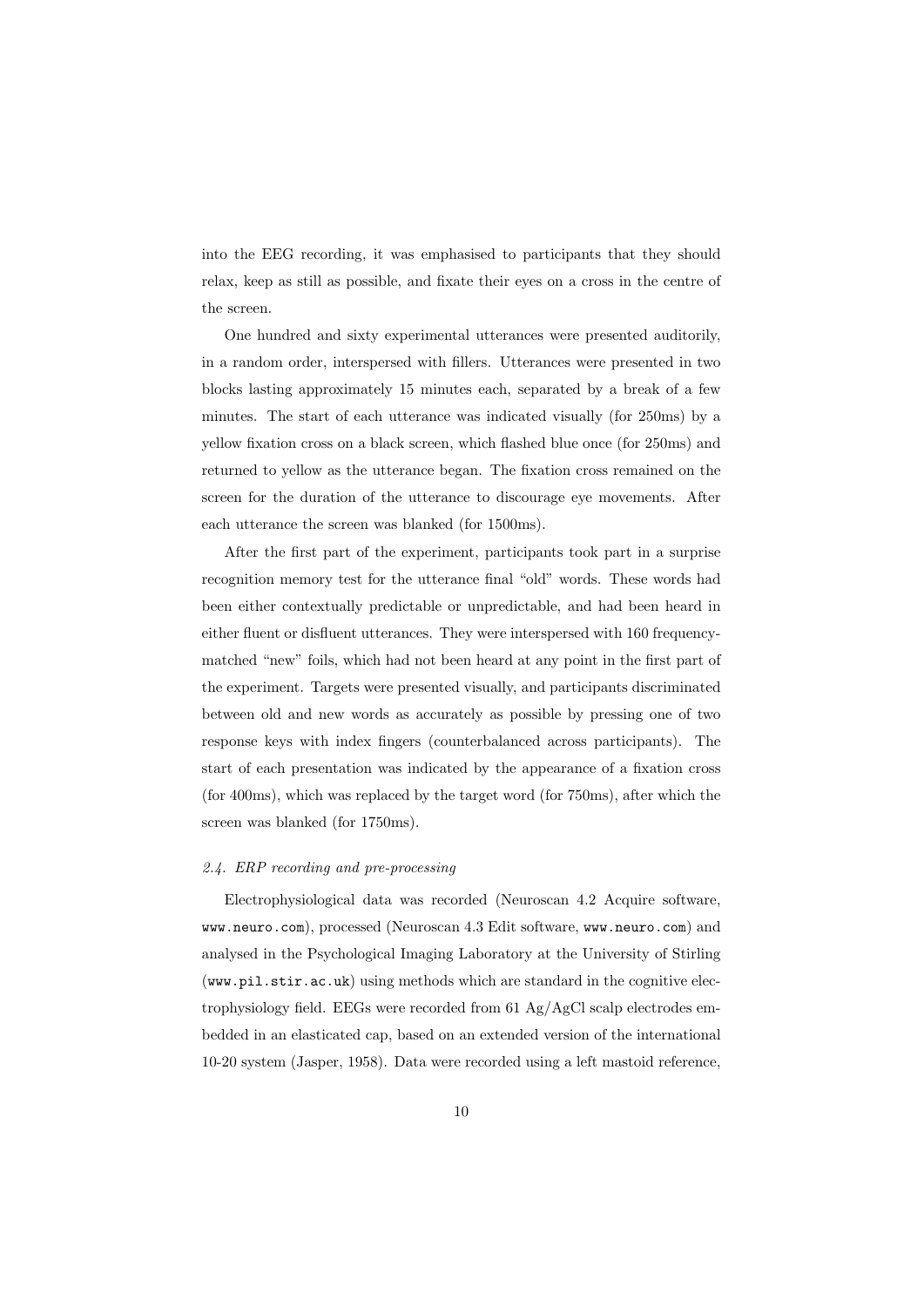into the EEG recording, it was emphasised to participants that they should relax, keep as still as possible, and fixate their eyes on a cross in the centre of the screen.

One hundred and sixty experimental utterances were presented auditorily, in a random order, interspersed with fillers. Utterances were presented in two blocks lasting approximately 15 minutes each, separated by a break of a few minutes. The start of each utterance was indicated visually (for 250ms) by a yellow fixation cross on a black screen, which flashed blue once (for 250ms) and returned to yellow as the utterance began. The fixation cross remained on the screen for the duration of the utterance to discourage eye movements. After each utterance the screen was blanked (for 1500ms).

After the first part of the experiment, participants took part in a surprise recognition memory test for the utterance final "old" words. These words had been either contextually predictable or unpredictable, and had been heard in either fluent or disfluent utterances. They were interspersed with 160 frequency-matched "new" foils, which had not been heard at any point in the first part of the experiment. Targets were presented visually, and participants discriminated between old and new words as accurately as possible by pressing one of two response keys with index fingers (counterbalanced across participants). The start of each presentation was indicated by the appearance of a fixation cross (for 400ms), which was replaced by the target word (for 750ms), after which the screen was blanked (for 1750ms).

### *2.4. ERP recording and pre-processing*

Electrophysiological data was recorded (Neuroscan 4.2 Acquire software, `www.neuro.com`), processed (Neuroscan 4.3 Edit software, `www.neuro.com`) and analysed in the Psychological Imaging Laboratory at the University of Stirling (`www.pil.stir.ac.uk`) using methods which are standard in the cognitive electrophysiology field. EEGs were recorded from 61 Ag/AgCl scalp electrodes embedded in an elasticated cap, based on an extended version of the international 10-20 system (Jasper, 1958). Data were recorded using a left mastoid reference,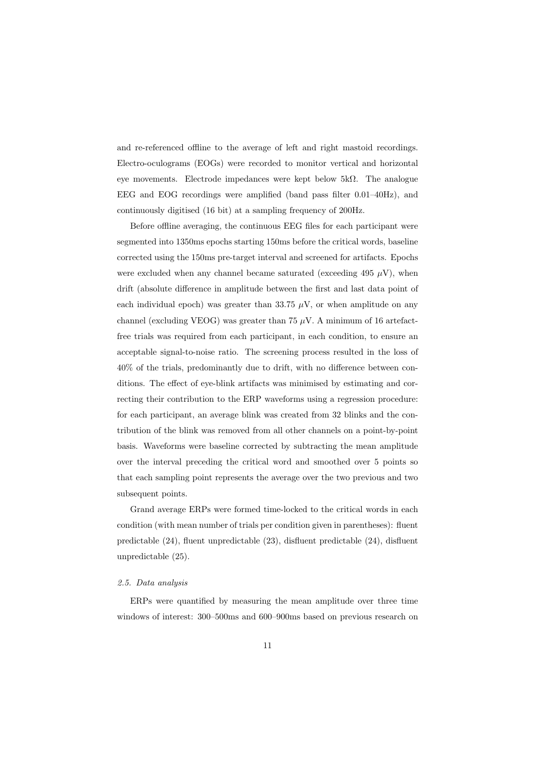and re-referenced offline to the average of left and right mastoid recordings. Electro-oculograms (EOGs) were recorded to monitor vertical and horizontal eye movements. Electrode impedances were kept below 5k$\Omega$. The analogue EEG and EOG recordings were amplified (band pass filter 0.01–40Hz), and continuously digitised (16 bit) at a sampling frequency of 200Hz.

Before offline averaging, the continuous EEG files for each participant were segmented into 1350ms epochs starting 150ms before the critical words, baseline corrected using the 150ms pre-target interval and screened for artifacts. Epochs were excluded when any channel became saturated (exceeding 495 $\mu$V), when drift (absolute difference in amplitude between the first and last data point of each individual epoch) was greater than 33.75 $\mu$V, or when amplitude on any channel (excluding VEOG) was greater than 75 $\mu$V. A minimum of 16 artefact-free trials was required from each participant, in each condition, to ensure an acceptable signal-to-noise ratio. The screening process resulted in the loss of 40% of the trials, predominantly due to drift, with no difference between conditions. The effect of eye-blink artifacts was minimised by estimating and correcting their contribution to the ERP waveforms using a regression procedure: for each participant, an average blink was created from 32 blinks and the contribution of the blink was removed from all other channels on a point-by-point basis. Waveforms were baseline corrected by subtracting the mean amplitude over the interval preceding the critical word and smoothed over 5 points so that each sampling point represents the average over the two previous and two subsequent points.

Grand average ERPs were formed time-locked to the critical words in each condition (with mean number of trials per condition given in parentheses): fluent predictable (24), fluent unpredictable (23), disfluent predictable (24), disfluent unpredictable (25).

### *2.5. Data analysis*

ERPs were quantified by measuring the mean amplitude over three time windows of interest: 300–500ms and 600–900ms based on previous research on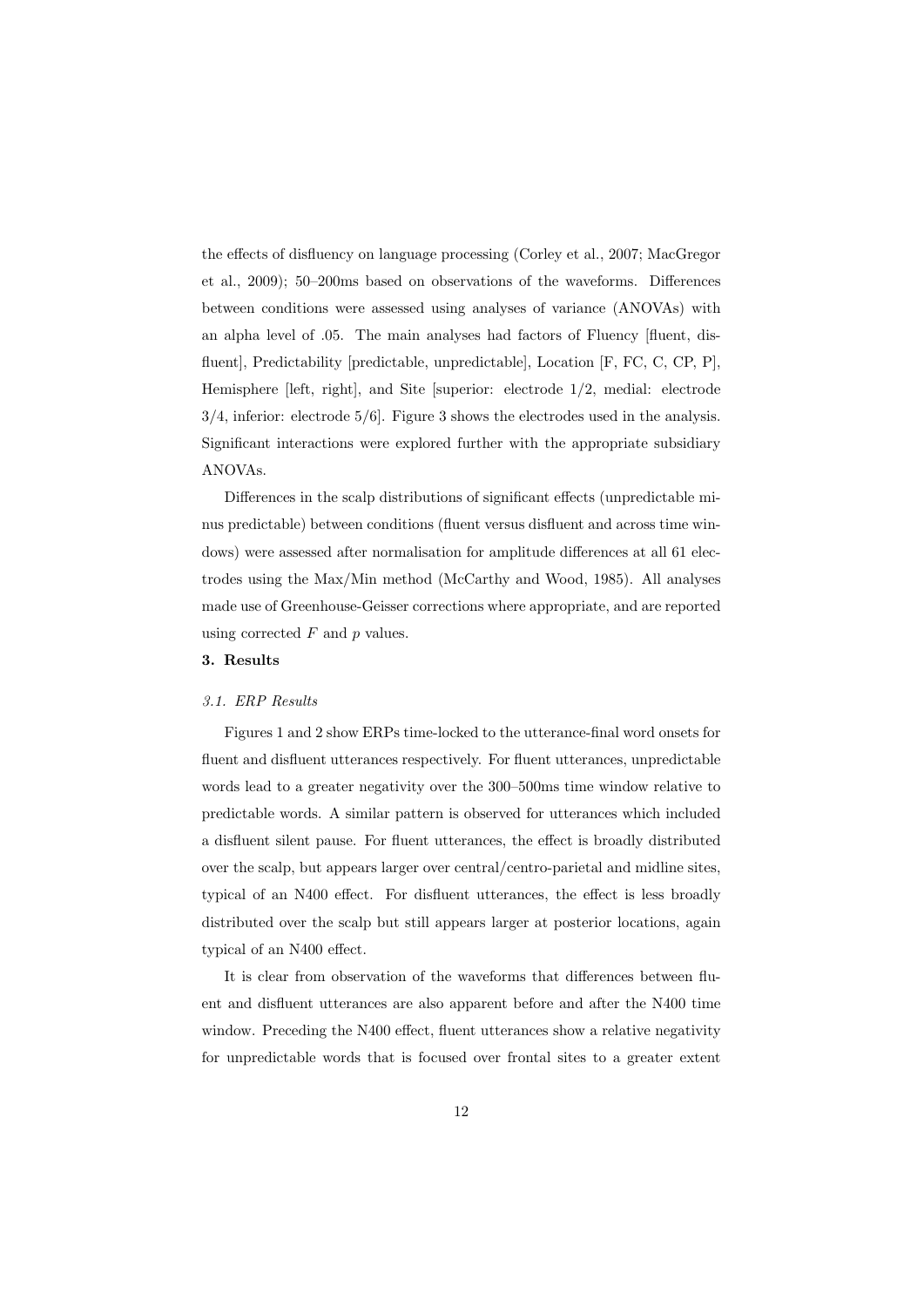the effects of disfluency on language processing (Corley et al., 2007; MacGregor et al., 2009); 50–200ms based on observations of the waveforms. Differences between conditions were assessed using analyses of variance (ANOVAs) with an alpha level of .05. The main analyses had factors of Fluency [fluent, disfluent], Predictability [predictable, unpredictable], Location [F, FC, C, CP, P], Hemisphere [left, right], and Site [superior: electrode 1/2, medial: electrode 3/4, inferior: electrode 5/6]. Figure 3 shows the electrodes used in the analysis. Significant interactions were explored further with the appropriate subsidiary ANOVAs.

Differences in the scalp distributions of significant effects (unpredictable minus predictable) between conditions (fluent versus disfluent and across time windows) were assessed after normalisation for amplitude differences at all 61 electrodes using the Max/Min method (McCarthy and Wood, 1985). All analyses made use of Greenhouse-Geisser corrections where appropriate, and are reported using corrected $F$ and $p$ values.

## 3. Results

### *3.1. ERP Results*

Figures 1 and 2 show ERPs time-locked to the utterance-final word onsets for fluent and disfluent utterances respectively. For fluent utterances, unpredictable words lead to a greater negativity over the 300–500ms time window relative to predictable words. A similar pattern is observed for utterances which included a disfluent silent pause. For fluent utterances, the effect is broadly distributed over the scalp, but appears larger over central/centro-parietal and midline sites, typical of an N400 effect. For disfluent utterances, the effect is less broadly distributed over the scalp but still appears larger at posterior locations, again typical of an N400 effect.

It is clear from observation of the waveforms that differences between fluent and disfluent utterances are also apparent before and after the N400 time window. Preceding the N400 effect, fluent utterances show a relative negativity for unpredictable words that is focused over frontal sites to a greater extent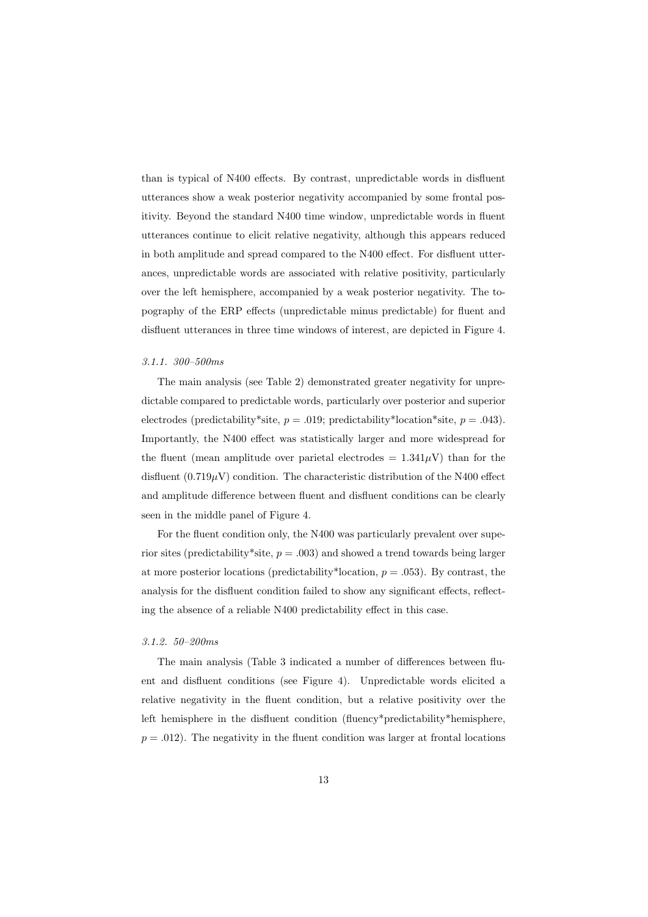than is typical of N400 effects. By contrast, unpredictable words in disfluent utterances show a weak posterior negativity accompanied by some frontal positivity. Beyond the standard N400 time window, unpredictable words in fluent utterances continue to elicit relative negativity, although this appears reduced in both amplitude and spread compared to the N400 effect. For disfluent utterances, unpredictable words are associated with relative positivity, particularly over the left hemisphere, accompanied by a weak posterior negativity. The topography of the ERP effects (unpredictable minus predictable) for fluent and disfluent utterances in three time windows of interest, are depicted in Figure 4.

#### *3.1.1. 300–500ms*

The main analysis (see Table 2) demonstrated greater negativity for unpredictable compared to predictable words, particularly over posterior and superior electrodes (predictability*site, $p = .019$; predictability*location*site, $p = .043$). Importantly, the N400 effect was statistically larger and more widespread for the fluent (mean amplitude over parietal electrodes = $1.341\mu$V) than for the disfluent ($0.719\mu$V) condition. The characteristic distribution of the N400 effect and amplitude difference between fluent and disfluent conditions can be clearly seen in the middle panel of Figure 4.

For the fluent condition only, the N400 was particularly prevalent over superior sites (predictability*site, $p = .003$) and showed a trend towards being larger at more posterior locations (predictability*location, $p = .053$). By contrast, the analysis for the disfluent condition failed to show any significant effects, reflecting the absence of a reliable N400 predictability effect in this case.

#### *3.1.2. 50–200ms*

The main analysis (Table 3 indicated a number of differences between fluent and disfluent conditions (see Figure 4). Unpredictable words elicited a relative negativity in the fluent condition, but a relative positivity over the left hemisphere in the disfluent condition (fluency*predictability*hemisphere, $p = .012$). The negativity in the fluent condition was larger at frontal locations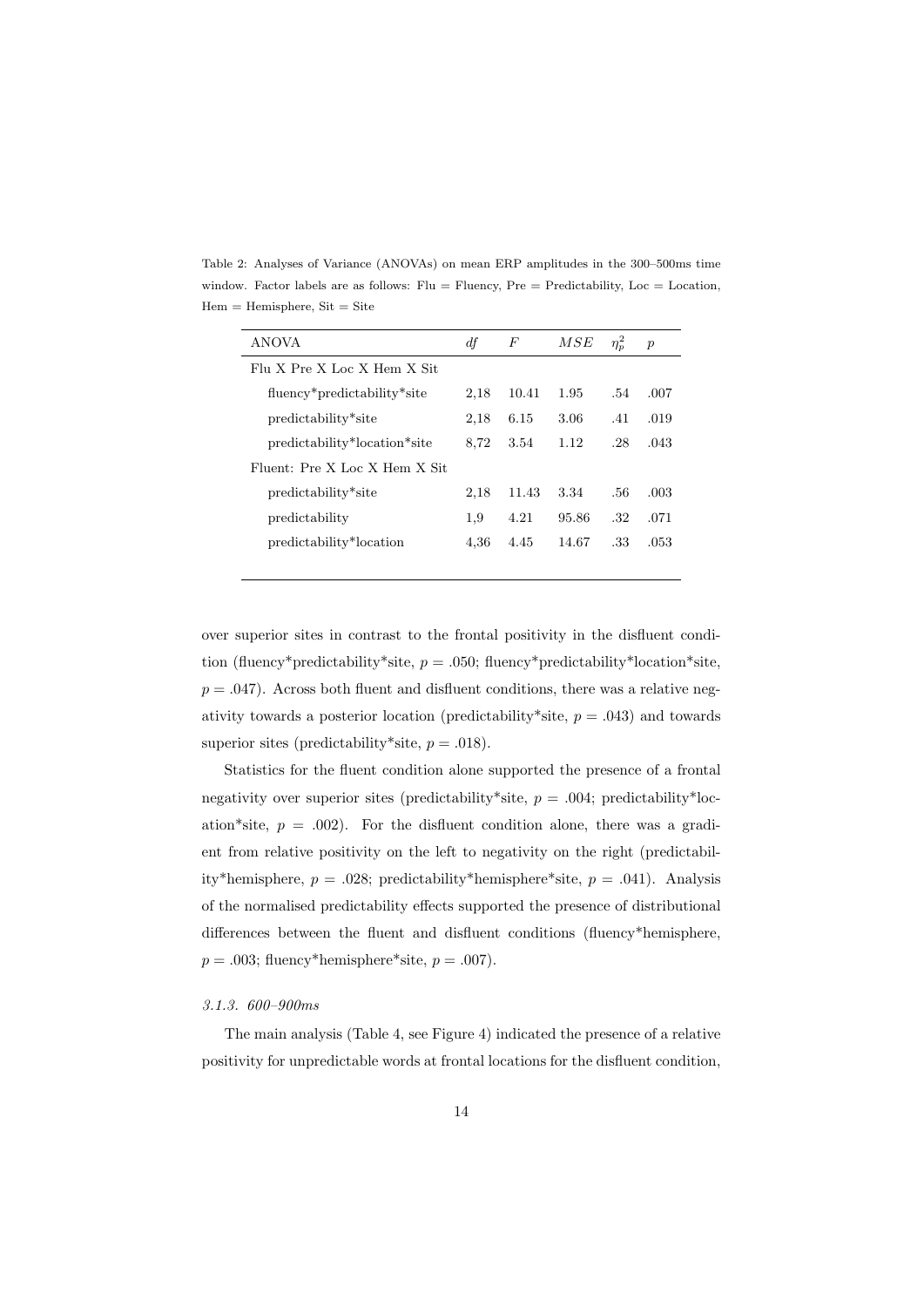Table 2: Analyses of Variance (ANOVAs) on mean ERP amplitudes in the 300–500ms time window. Factor labels are as follows: Flu = Fluency, Pre = Predictability, Loc = Location, Hem = Hemisphere, Sit = Site

| ANOVA | *df* | *F* | *MSE* | $\eta_p^2$ | *p* |
|---|---|---|---|---|---|
| Flu X Pre X Loc X Hem X Sit | | | | | |
| fluency*predictability*site | 2,18 | 10.41 | 1.95 | .54 | .007 |
| predictability*site | 2,18 | 6.15 | 3.06 | .41 | .019 |
| predictability*location*site | 8,72 | 3.54 | 1.12 | .28 | .043 |
| Fluent: Pre X Loc X Hem X Sit | | | | | |
| predictability*site | 2,18 | 11.43 | 3.34 | .56 | .003 |
| predictability | 1,9 | 4.21 | 95.86 | .32 | .071 |
| predictability*location | 4,36 | 4.45 | 14.67 | .33 | .053 |

over superior sites in contrast to the frontal positivity in the disfluent condition (fluency*predictability*site, $p = .050$; fluency*predictability*location*site, $p = .047$). Across both fluent and disfluent conditions, there was a relative negativity towards a posterior location (predictability*site, $p = .043$) and towards superior sites (predictability*site, $p = .018$).

Statistics for the fluent condition alone supported the presence of a frontal negativity over superior sites (predictability*site, $p = .004$; predictability*location*site, $p = .002$). For the disfluent condition alone, there was a gradient from relative positivity on the left to negativity on the right (predictability*hemisphere, $p = .028$; predictability*hemisphere*site, $p = .041$). Analysis of the normalised predictability effects supported the presence of distributional differences between the fluent and disfluent conditions (fluency*hemisphere, $p = .003$; fluency*hemisphere*site, $p = .007$).

### *3.1.3. 600–900ms*

The main analysis (Table 4, see Figure 4) indicated the presence of a relative positivity for unpredictable words at frontal locations for the disfluent condition,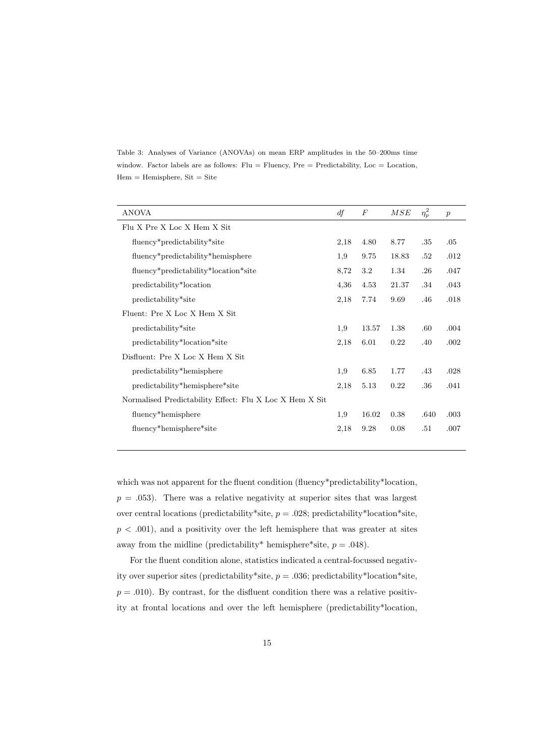Table 3: Analyses of Variance (ANOVAs) on mean ERP amplitudes in the 50–200ms time window. Factor labels are as follows: Flu = Fluency, Pre = Predictability, Loc = Location, Hem = Hemisphere, Sit = Site

| ANOVA | *df* | *F* | *MSE* | $\eta_p^2$ | *p* |
|---|---|---|---|---|---|
| Flu X Pre X Loc X Hem X Sit | | | | | |
| fluency*predictability*site | 2,18 | 4.80 | 8.77 | .35 | .05 |
| fluency*predictability*hemisphere | 1,9 | 9.75 | 18.83 | .52 | .012 |
| fluency*predictability*location*site | 8,72 | 3.2 | 1.34 | .26 | .047 |
| predictability*location | 4,36 | 4.53 | 21.37 | .34 | .043 |
| predictability*site | 2,18 | 7.74 | 9.69 | .46 | .018 |
| Fluent: Pre X Loc X Hem X Sit | | | | | |
| predictability*site | 1,9 | 13.57 | 1.38 | .60 | .004 |
| predictability*location*site | 2,18 | 6.01 | 0.22 | .40 | .002 |
| Disfluent: Pre X Loc X Hem X Sit | | | | | |
| predictability*hemisphere | 1,9 | 6.85 | 1.77 | .43 | .028 |
| predictability*hemisphere*site | 2,18 | 5.13 | 0.22 | .36 | .041 |
| Normalised Predictability Effect: Flu X Loc X Hem X Sit | | | | | |
| fluency*hemisphere | 1,9 | 16.02 | 0.38 | .640 | .003 |
| fluency*hemisphere*site | 2,18 | 9.28 | 0.08 | .51 | .007 |

which was not apparent for the fluent condition (fluency*predictability*location, $p = .053$). There was a relative negativity at superior sites that was largest over central locations (predictability*site, $p = .028$; predictability*location*site, $p < .001$), and a positivity over the left hemisphere that was greater at sites away from the midline (predictability* hemisphere*site, $p = .048$).

For the fluent condition alone, statistics indicated a central-focussed negativity over superior sites (predictability*site, $p = .036$; predictability*location*site, $p = .010$). By contrast, for the disfluent condition there was a relative positivity at frontal locations and over the left hemisphere (predictability*location,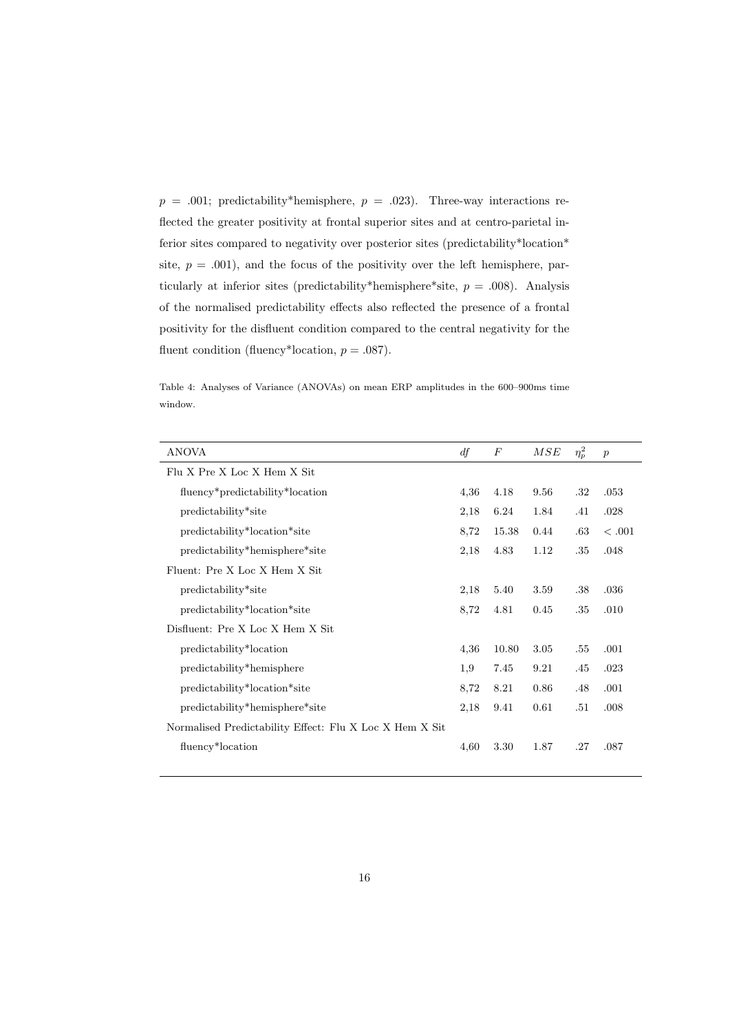$p$ = .001; predictability*hemisphere, $p$ = .023). Three-way interactions reflected the greater positivity at frontal superior sites and at centro-parietal inferior sites compared to negativity over posterior sites (predictability*location*site, $p$ = .001), and the focus of the positivity over the left hemisphere, particularly at inferior sites (predictability*hemisphere*site, $p$ = .008). Analysis of the normalised predictability effects also reflected the presence of a frontal positivity for the disfluent condition compared to the central negativity for the fluent condition (fluency*location, $p$ = .087).

Table 4: Analyses of Variance (ANOVAs) on mean ERP amplitudes in the 600–900ms time window.

| ANOVA | $df$ | $F$ | $MSE$ | $\eta_p^2$ | $p$ |
|---|---|---|---|---|---|
| Flu X Pre X Loc X Hem X Sit | | | | | |
| fluency*predictability*location | 4,36 | 4.18 | 9.56 | .32 | .053 |
| predictability*site | 2,18 | 6.24 | 1.84 | .41 | .028 |
| predictability*location*site | 8,72 | 15.38 | 0.44 | .63 | $<$ .001 |
| predictability*hemisphere*site | 2,18 | 4.83 | 1.12 | .35 | .048 |
| Fluent: Pre X Loc X Hem X Sit | | | | | |
| predictability*site | 2,18 | 5.40 | 3.59 | .38 | .036 |
| predictability*location*site | 8,72 | 4.81 | 0.45 | .35 | .010 |
| Disfluent: Pre X Loc X Hem X Sit | | | | | |
| predictability*location | 4,36 | 10.80 | 3.05 | .55 | .001 |
| predictability*hemisphere | 1,9 | 7.45 | 9.21 | .45 | .023 |
| predictability*location*site | 8,72 | 8.21 | 0.86 | .48 | .001 |
| predictability*hemisphere*site | 2,18 | 9.41 | 0.61 | .51 | .008 |
| Normalised Predictability Effect: Flu X Loc X Hem X Sit | | | | | |
| fluency*location | 4,60 | 3.30 | 1.87 | .27 | .087 |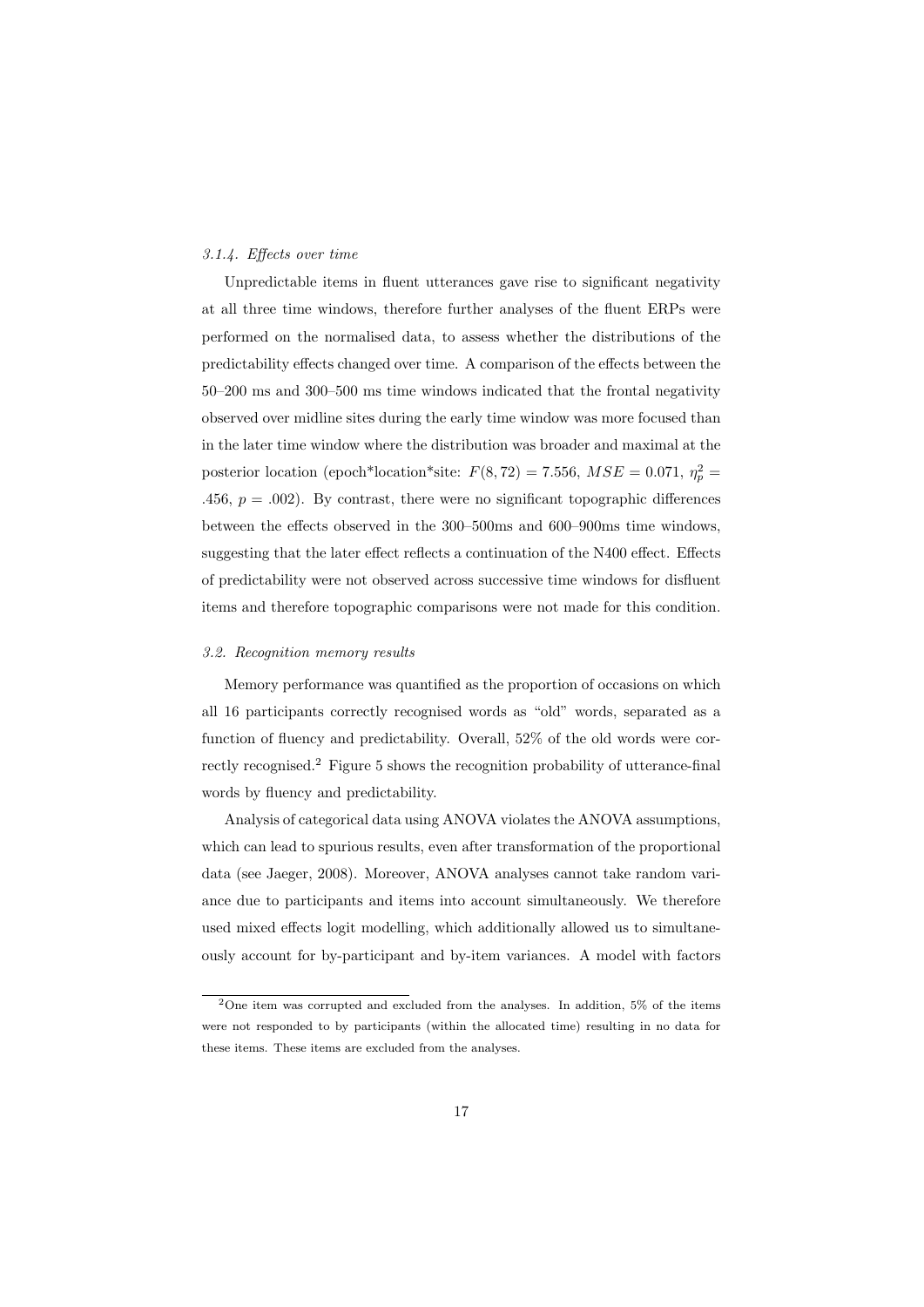#### *3.1.4. Effects over time*

Unpredictable items in fluent utterances gave rise to significant negativity at all three time windows, therefore further analyses of the fluent ERPs were performed on the normalised data, to assess whether the distributions of the predictability effects changed over time. A comparison of the effects between the 50–200 ms and 300–500 ms time windows indicated that the frontal negativity observed over midline sites during the early time window was more focused than in the later time window where the distribution was broader and maximal at the posterior location (epoch*location*site: $F(8, 72) = 7.556$, $MSE = 0.071$, $\eta_p^2 = .456$, $p = .002$). By contrast, there were no significant topographic differences between the effects observed in the 300–500ms and 600–900ms time windows, suggesting that the later effect reflects a continuation of the N400 effect. Effects of predictability were not observed across successive time windows for disfluent items and therefore topographic comparisons were not made for this condition.

### *3.2. Recognition memory results*

Memory performance was quantified as the proportion of occasions on which all 16 participants correctly recognised words as "old" words, separated as a function of fluency and predictability. Overall, 52% of the old words were correctly recognised.[2] Figure 5 shows the recognition probability of utterance-final words by fluency and predictability.

Analysis of categorical data using ANOVA violates the ANOVA assumptions, which can lead to spurious results, even after transformation of the proportional data (see Jaeger, 2008). Moreover, ANOVA analyses cannot take random variance due to participants and items into account simultaneously. We therefore used mixed effects logit modelling, which additionally allowed us to simultaneously account for by-participant and by-item variances. A model with factors

[2] One item was corrupted and excluded from the analyses. In addition, 5% of the items were not responded to by participants (within the allocated time) resulting in no data for these items. These items are excluded from the analyses.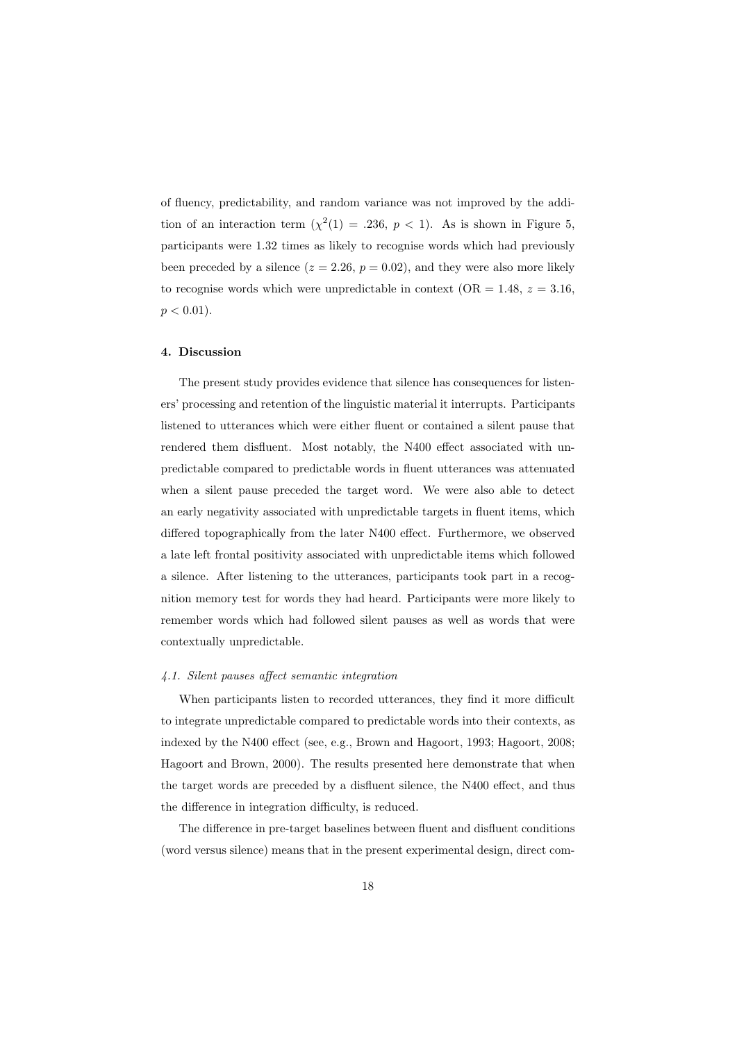of fluency, predictability, and random variance was not improved by the addition of an interaction term ($\chi^2(1) = .236$, $p < 1$). As is shown in Figure 5, participants were 1.32 times as likely to recognise words which had previously been preceded by a silence ($z = 2.26$, $p = 0.02$), and they were also more likely to recognise words which were unpredictable in context (OR = 1.48, $z = 3.16$, $p < 0.01$).

## 4. Discussion

The present study provides evidence that silence has consequences for listeners' processing and retention of the linguistic material it interrupts. Participants listened to utterances which were either fluent or contained a silent pause that rendered them disfluent. Most notably, the N400 effect associated with unpredictable compared to predictable words in fluent utterances was attenuated when a silent pause preceded the target word. We were also able to detect an early negativity associated with unpredictable targets in fluent items, which differed topographically from the later N400 effect. Furthermore, we observed a late left frontal positivity associated with unpredictable items which followed a silence. After listening to the utterances, participants took part in a recognition memory test for words they had heard. Participants were more likely to remember words which had followed silent pauses as well as words that were contextually unpredictable.

### *4.1. Silent pauses affect semantic integration*

When participants listen to recorded utterances, they find it more difficult to integrate unpredictable compared to predictable words into their contexts, as indexed by the N400 effect (see, e.g., Brown and Hagoort, 1993; Hagoort, 2008; Hagoort and Brown, 2000). The results presented here demonstrate that when the target words are preceded by a disfluent silence, the N400 effect, and thus the difference in integration difficulty, is reduced.

The difference in pre-target baselines between fluent and disfluent conditions (word versus silence) means that in the present experimental design, direct com-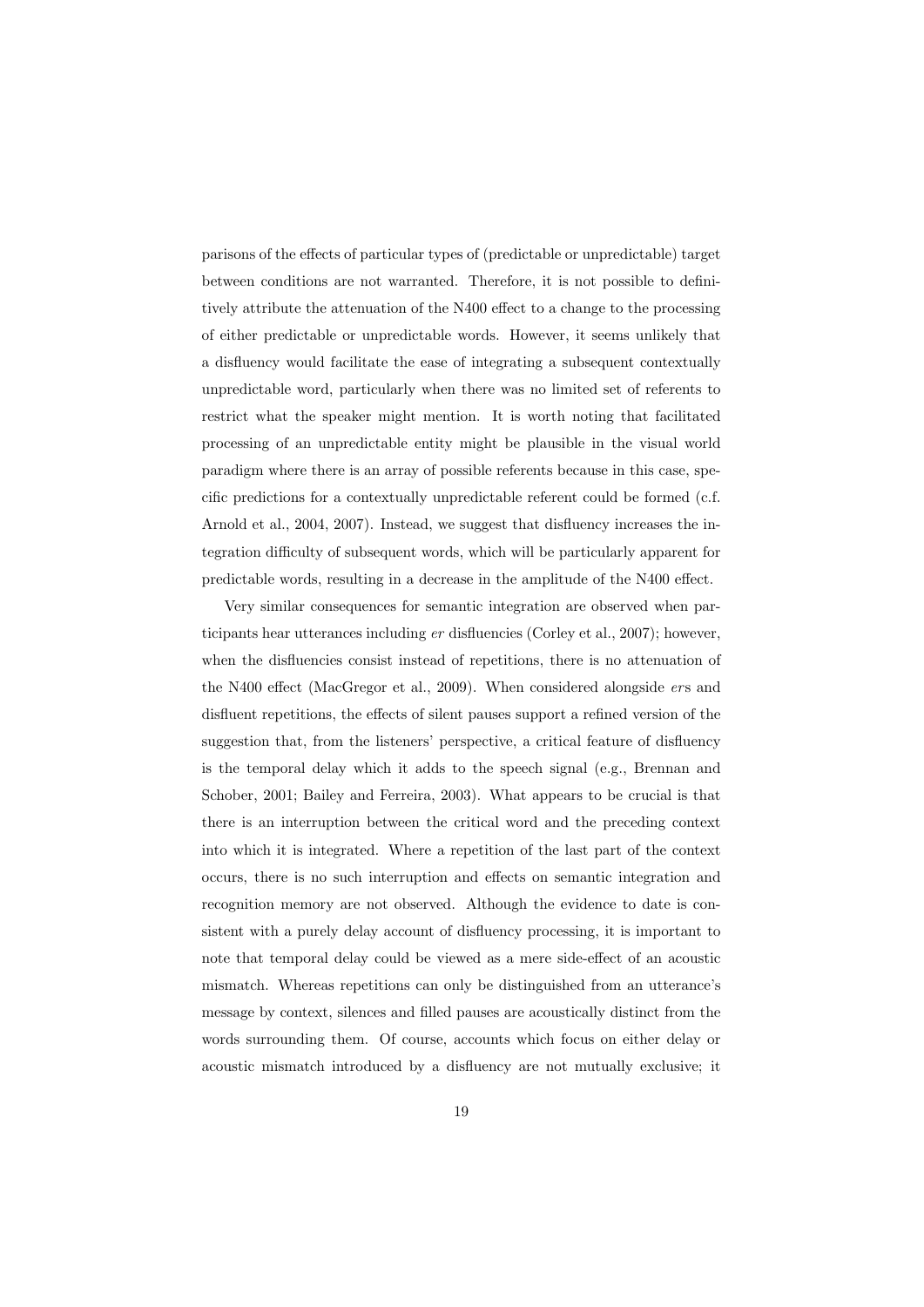parisons of the effects of particular types of (predictable or unpredictable) target between conditions are not warranted. Therefore, it is not possible to definitively attribute the attenuation of the N400 effect to a change to the processing of either predictable or unpredictable words. However, it seems unlikely that a disfluency would facilitate the ease of integrating a subsequent contextually unpredictable word, particularly when there was no limited set of referents to restrict what the speaker might mention. It is worth noting that facilitated processing of an unpredictable entity might be plausible in the visual world paradigm where there is an array of possible referents because in this case, specific predictions for a contextually unpredictable referent could be formed (c.f. Arnold et al., 2004, 2007). Instead, we suggest that disfluency increases the integration difficulty of subsequent words, which will be particularly apparent for predictable words, resulting in a decrease in the amplitude of the N400 effect.

Very similar consequences for semantic integration are observed when participants hear utterances including *er* disfluencies (Corley et al., 2007); however, when the disfluencies consist instead of repetitions, there is no attenuation of the N400 effect (MacGregor et al., 2009). When considered alongside *er*s and disfluent repetitions, the effects of silent pauses support a refined version of the suggestion that, from the listeners' perspective, a critical feature of disfluency is the temporal delay which it adds to the speech signal (e.g., Brennan and Schober, 2001; Bailey and Ferreira, 2003). What appears to be crucial is that there is an interruption between the critical word and the preceding context into which it is integrated. Where a repetition of the last part of the context occurs, there is no such interruption and effects on semantic integration and recognition memory are not observed. Although the evidence to date is consistent with a purely delay account of disfluency processing, it is important to note that temporal delay could be viewed as a mere side-effect of an acoustic mismatch. Whereas repetitions can only be distinguished from an utterance's message by context, silences and filled pauses are acoustically distinct from the words surrounding them. Of course, accounts which focus on either delay or acoustic mismatch introduced by a disfluency are not mutually exclusive; it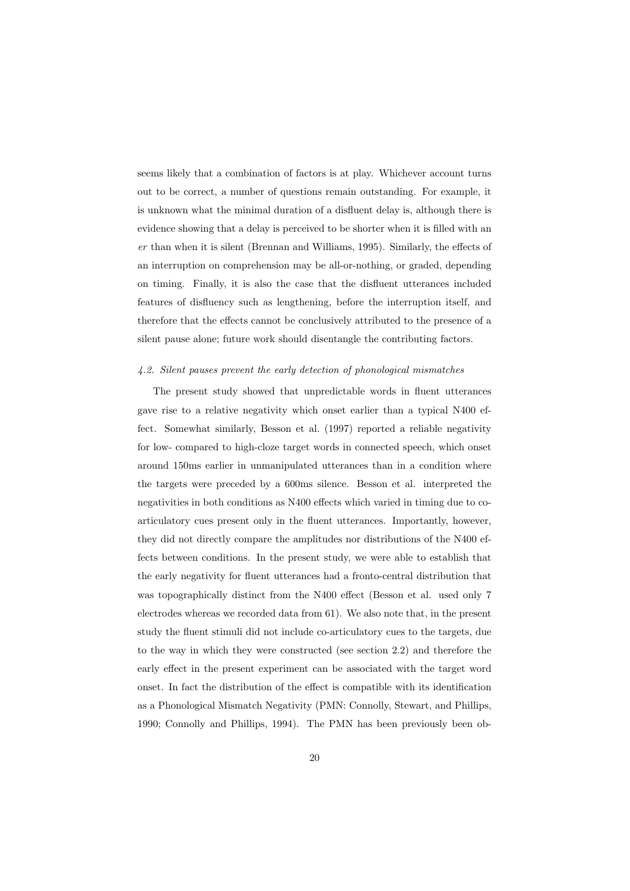seems likely that a combination of factors is at play. Whichever account turns out to be correct, a number of questions remain outstanding. For example, it is unknown what the minimal duration of a disfluent delay is, although there is evidence showing that a delay is perceived to be shorter when it is filled with an *er* than when it is silent (Brennan and Williams, 1995). Similarly, the effects of an interruption on comprehension may be all-or-nothing, or graded, depending on timing. Finally, it is also the case that the disfluent utterances included features of disfluency such as lengthening, before the interruption itself, and therefore that the effects cannot be conclusively attributed to the presence of a silent pause alone; future work should disentangle the contributing factors.

#### *4.2. Silent pauses prevent the early detection of phonological mismatches*

The present study showed that unpredictable words in fluent utterances gave rise to a relative negativity which onset earlier than a typical N400 effect. Somewhat similarly, Besson et al. (1997) reported a reliable negativity for low- compared to high-cloze target words in connected speech, which onset around 150ms earlier in unmanipulated utterances than in a condition where the targets were preceded by a 600ms silence. Besson et al. interpreted the negativities in both conditions as N400 effects which varied in timing due to co-articulatory cues present only in the fluent utterances. Importantly, however, they did not directly compare the amplitudes nor distributions of the N400 effects between conditions. In the present study, we were able to establish that the early negativity for fluent utterances had a fronto-central distribution that was topographically distinct from the N400 effect (Besson et al. used only 7 electrodes whereas we recorded data from 61). We also note that, in the present study the fluent stimuli did not include co-articulatory cues to the targets, due to the way in which they were constructed (see section 2.2) and therefore the early effect in the present experiment can be associated with the target word onset. In fact the distribution of the effect is compatible with its identification as a Phonological Mismatch Negativity (PMN: Connolly, Stewart, and Phillips, 1990; Connolly and Phillips, 1994). The PMN has been previously been ob-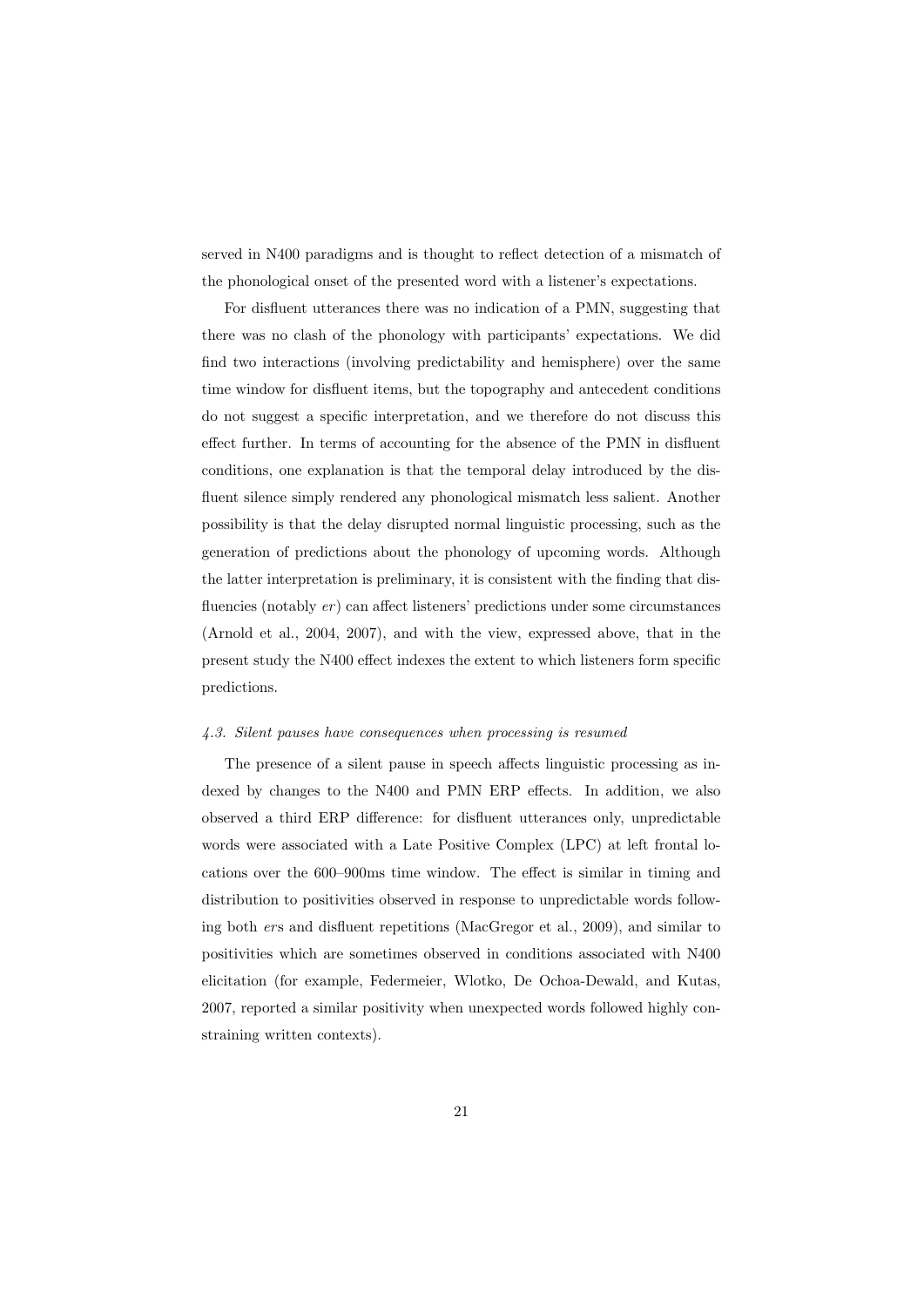served in N400 paradigms and is thought to reflect detection of a mismatch of the phonological onset of the presented word with a listener's expectations.

For disfluent utterances there was no indication of a PMN, suggesting that there was no clash of the phonology with participants' expectations. We did find two interactions (involving predictability and hemisphere) over the same time window for disfluent items, but the topography and antecedent conditions do not suggest a specific interpretation, and we therefore do not discuss this effect further. In terms of accounting for the absence of the PMN in disfluent conditions, one explanation is that the temporal delay introduced by the disfluent silence simply rendered any phonological mismatch less salient. Another possibility is that the delay disrupted normal linguistic processing, such as the generation of predictions about the phonology of upcoming words. Although the latter interpretation is preliminary, it is consistent with the finding that disfluencies (notably *er*) can affect listeners' predictions under some circumstances (Arnold et al., 2004, 2007), and with the view, expressed above, that in the present study the N400 effect indexes the extent to which listeners form specific predictions.

#### *4.3. Silent pauses have consequences when processing is resumed*

The presence of a silent pause in speech affects linguistic processing as indexed by changes to the N400 and PMN ERP effects. In addition, we also observed a third ERP difference: for disfluent utterances only, unpredictable words were associated with a Late Positive Complex (LPC) at left frontal locations over the 600–900ms time window. The effect is similar in timing and distribution to positivities observed in response to unpredictable words following both *er*s and disfluent repetitions (MacGregor et al., 2009), and similar to positivities which are sometimes observed in conditions associated with N400 elicitation (for example, Federmeier, Wlotko, De Ochoa-Dewald, and Kutas, 2007, reported a similar positivity when unexpected words followed highly constraining written contexts).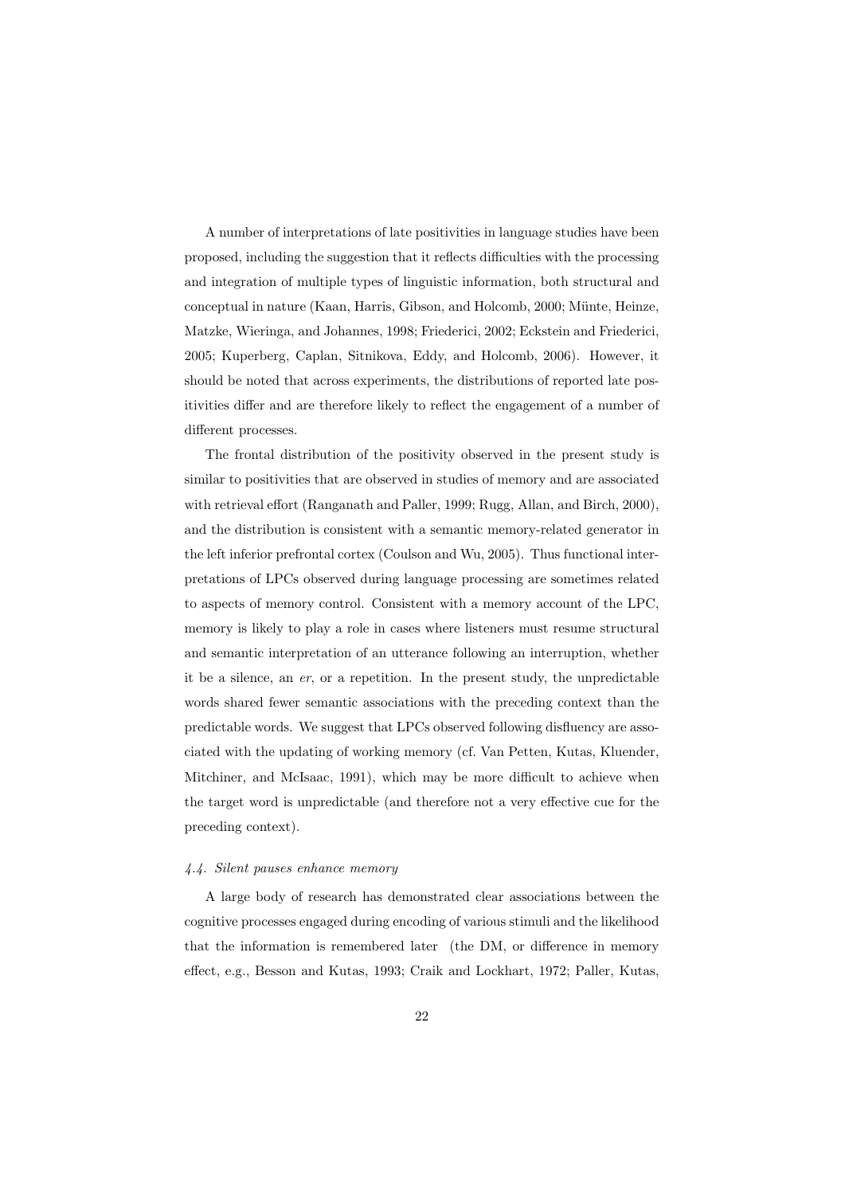A number of interpretations of late positivities in language studies have been proposed, including the suggestion that it reflects difficulties with the processing and integration of multiple types of linguistic information, both structural and conceptual in nature (Kaan, Harris, Gibson, and Holcomb, 2000; Münte, Heinze, Matzke, Wieringa, and Johannes, 1998; Friederici, 2002; Eckstein and Friederici, 2005; Kuperberg, Caplan, Sitnikova, Eddy, and Holcomb, 2006). However, it should be noted that across experiments, the distributions of reported late positivities differ and are therefore likely to reflect the engagement of a number of different processes.

The frontal distribution of the positivity observed in the present study is similar to positivities that are observed in studies of memory and are associated with retrieval effort (Ranganath and Paller, 1999; Rugg, Allan, and Birch, 2000), and the distribution is consistent with a semantic memory-related generator in the left inferior prefrontal cortex (Coulson and Wu, 2005). Thus functional interpretations of LPCs observed during language processing are sometimes related to aspects of memory control. Consistent with a memory account of the LPC, memory is likely to play a role in cases where listeners must resume structural and semantic interpretation of an utterance following an interruption, whether it be a silence, an *er*, or a repetition. In the present study, the unpredictable words shared fewer semantic associations with the preceding context than the predictable words. We suggest that LPCs observed following disfluency are associated with the updating of working memory (cf. Van Petten, Kutas, Kluender, Mitchiner, and McIsaac, 1991), which may be more difficult to achieve when the target word is unpredictable (and therefore not a very effective cue for the preceding context).

### *4.4. Silent pauses enhance memory*

A large body of research has demonstrated clear associations between the cognitive processes engaged during encoding of various stimuli and the likelihood that the information is remembered later (the DM, or difference in memory effect, e.g., Besson and Kutas, 1993; Craik and Lockhart, 1972; Paller, Kutas,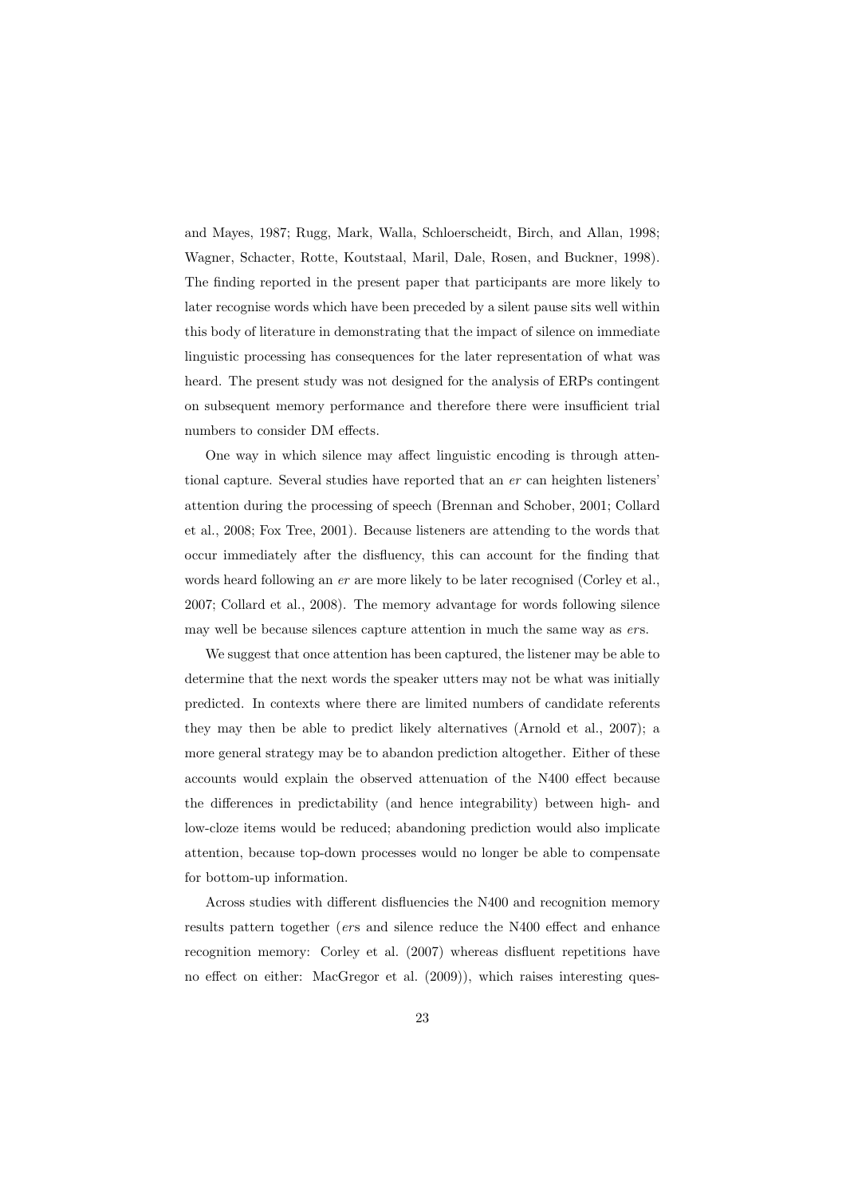and Mayes, 1987; Rugg, Mark, Walla, Schloerscheidt, Birch, and Allan, 1998; Wagner, Schacter, Rotte, Koutstaal, Maril, Dale, Rosen, and Buckner, 1998). The finding reported in the present paper that participants are more likely to later recognise words which have been preceded by a silent pause sits well within this body of literature in demonstrating that the impact of silence on immediate linguistic processing has consequences for the later representation of what was heard. The present study was not designed for the analysis of ERPs contingent on subsequent memory performance and therefore there were insufficient trial numbers to consider DM effects.

One way in which silence may affect linguistic encoding is through attentional capture. Several studies have reported that an *er* can heighten listeners' attention during the processing of speech (Brennan and Schober, 2001; Collard et al., 2008; Fox Tree, 2001). Because listeners are attending to the words that occur immediately after the disfluency, this can account for the finding that words heard following an *er* are more likely to be later recognised (Corley et al., 2007; Collard et al., 2008). The memory advantage for words following silence may well be because silences capture attention in much the same way as *er*s.

We suggest that once attention has been captured, the listener may be able to determine that the next words the speaker utters may not be what was initially predicted. In contexts where there are limited numbers of candidate referents they may then be able to predict likely alternatives (Arnold et al., 2007); a more general strategy may be to abandon prediction altogether. Either of these accounts would explain the observed attenuation of the N400 effect because the differences in predictability (and hence integrability) between high- and low-cloze items would be reduced; abandoning prediction would also implicate attention, because top-down processes would no longer be able to compensate for bottom-up information.

Across studies with different disfluencies the N400 and recognition memory results pattern together (*er*s and silence reduce the N400 effect and enhance recognition memory: Corley et al. (2007) whereas disfluent repetitions have no effect on either: MacGregor et al. (2009)), which raises interesting ques-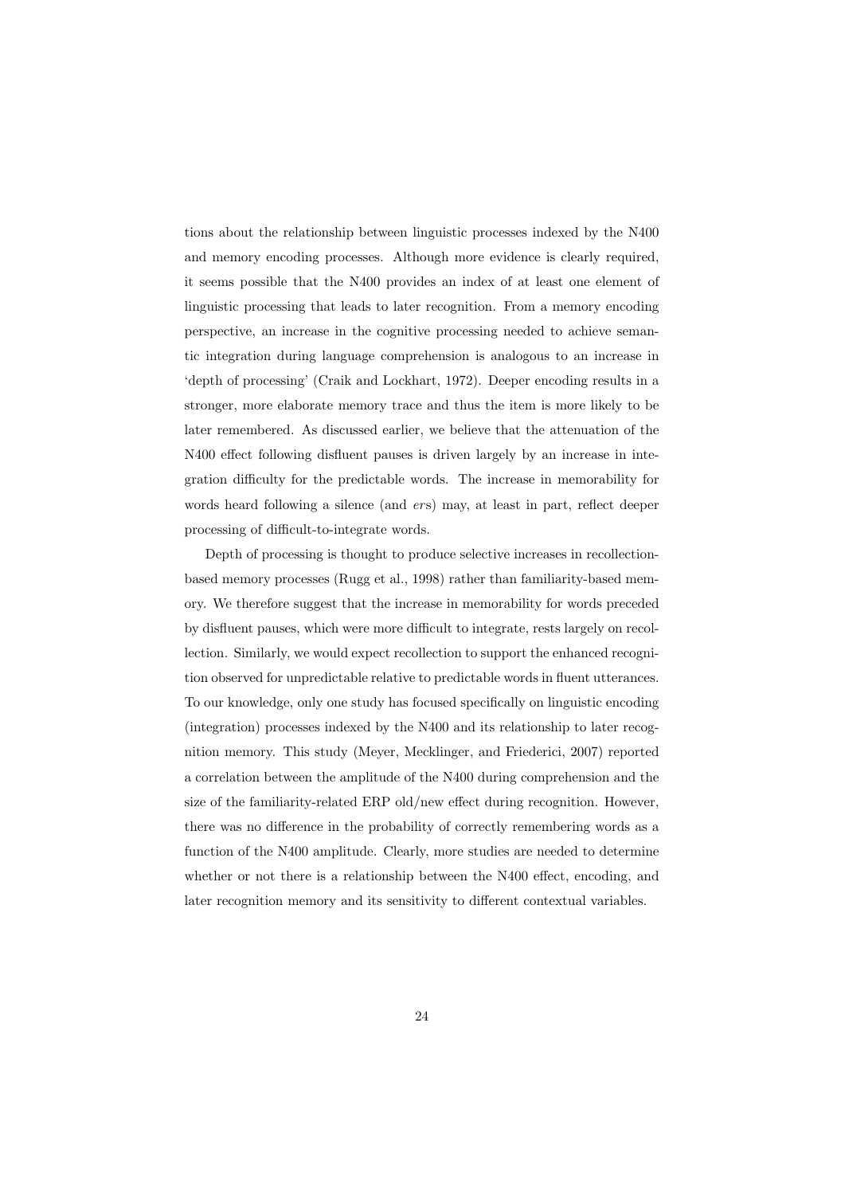tions about the relationship between linguistic processes indexed by the N400 and memory encoding processes. Although more evidence is clearly required, it seems possible that the N400 provides an index of at least one element of linguistic processing that leads to later recognition. From a memory encoding perspective, an increase in the cognitive processing needed to achieve semantic integration during language comprehension is analogous to an increase in 'depth of processing' (Craik and Lockhart, 1972). Deeper encoding results in a stronger, more elaborate memory trace and thus the item is more likely to be later remembered. As discussed earlier, we believe that the attenuation of the N400 effect following disfluent pauses is driven largely by an increase in integration difficulty for the predictable words. The increase in memorability for words heard following a silence (and *er*s) may, at least in part, reflect deeper processing of difficult-to-integrate words.

Depth of processing is thought to produce selective increases in recollection-based memory processes (Rugg et al., 1998) rather than familiarity-based memory. We therefore suggest that the increase in memorability for words preceded by disfluent pauses, which were more difficult to integrate, rests largely on recollection. Similarly, we would expect recollection to support the enhanced recognition observed for unpredictable relative to predictable words in fluent utterances. To our knowledge, only one study has focused specifically on linguistic encoding (integration) processes indexed by the N400 and its relationship to later recognition memory. This study (Meyer, Mecklinger, and Friederici, 2007) reported a correlation between the amplitude of the N400 during comprehension and the size of the familiarity-related ERP old/new effect during recognition. However, there was no difference in the probability of correctly remembering words as a function of the N400 amplitude. Clearly, more studies are needed to determine whether or not there is a relationship between the N400 effect, encoding, and later recognition memory and its sensitivity to different contextual variables.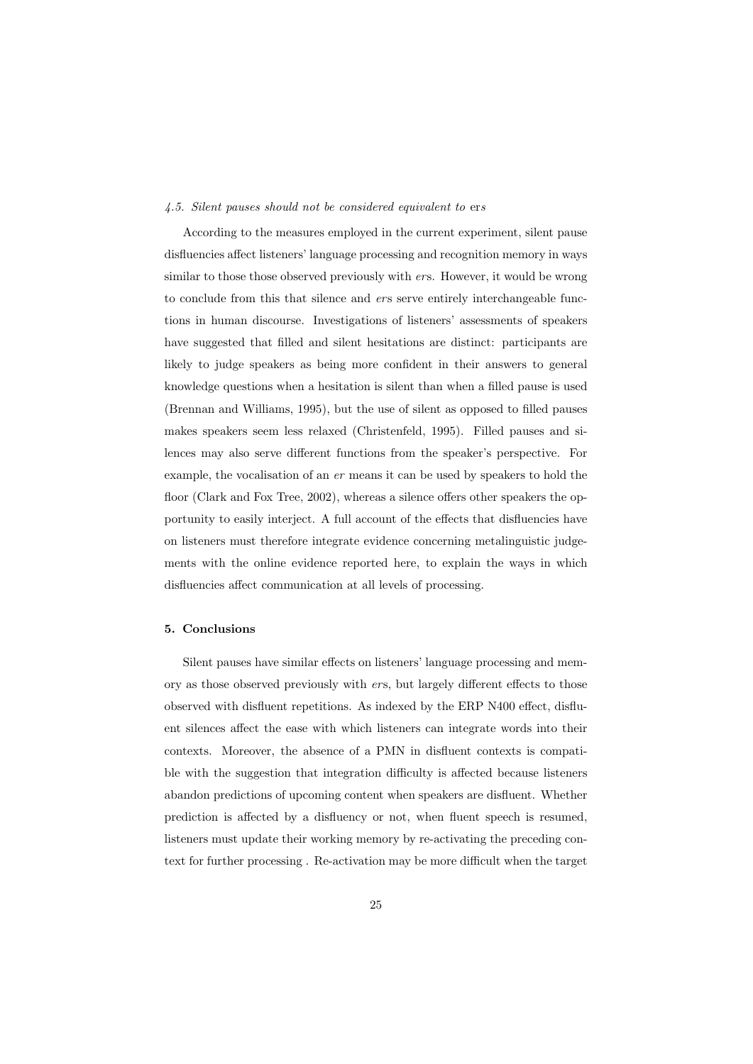### *4.5. Silent pauses should not be considered equivalent to* ers

According to the measures employed in the current experiment, silent pause disfluencies affect listeners' language processing and recognition memory in ways similar to those those observed previously with *er*s. However, it would be wrong to conclude from this that silence and *er*s serve entirely interchangeable functions in human discourse. Investigations of listeners' assessments of speakers have suggested that filled and silent hesitations are distinct: participants are likely to judge speakers as being more confident in their answers to general knowledge questions when a hesitation is silent than when a filled pause is used (Brennan and Williams, 1995), but the use of silent as opposed to filled pauses makes speakers seem less relaxed (Christenfeld, 1995). Filled pauses and silences may also serve different functions from the speaker's perspective. For example, the vocalisation of an *er* means it can be used by speakers to hold the floor (Clark and Fox Tree, 2002), whereas a silence offers other speakers the opportunity to easily interject. A full account of the effects that disfluencies have on listeners must therefore integrate evidence concerning metalinguistic judgements with the online evidence reported here, to explain the ways in which disfluencies affect communication at all levels of processing.

## 5. Conclusions

Silent pauses have similar effects on listeners' language processing and memory as those observed previously with *er*s, but largely different effects to those observed with disfluent repetitions. As indexed by the ERP N400 effect, disfluent silences affect the ease with which listeners can integrate words into their contexts. Moreover, the absence of a PMN in disfluent contexts is compatible with the suggestion that integration difficulty is affected because listeners abandon predictions of upcoming content when speakers are disfluent. Whether prediction is affected by a disfluency or not, when fluent speech is resumed, listeners must update their working memory by re-activating the preceding context for further processing . Re-activation may be more difficult when the target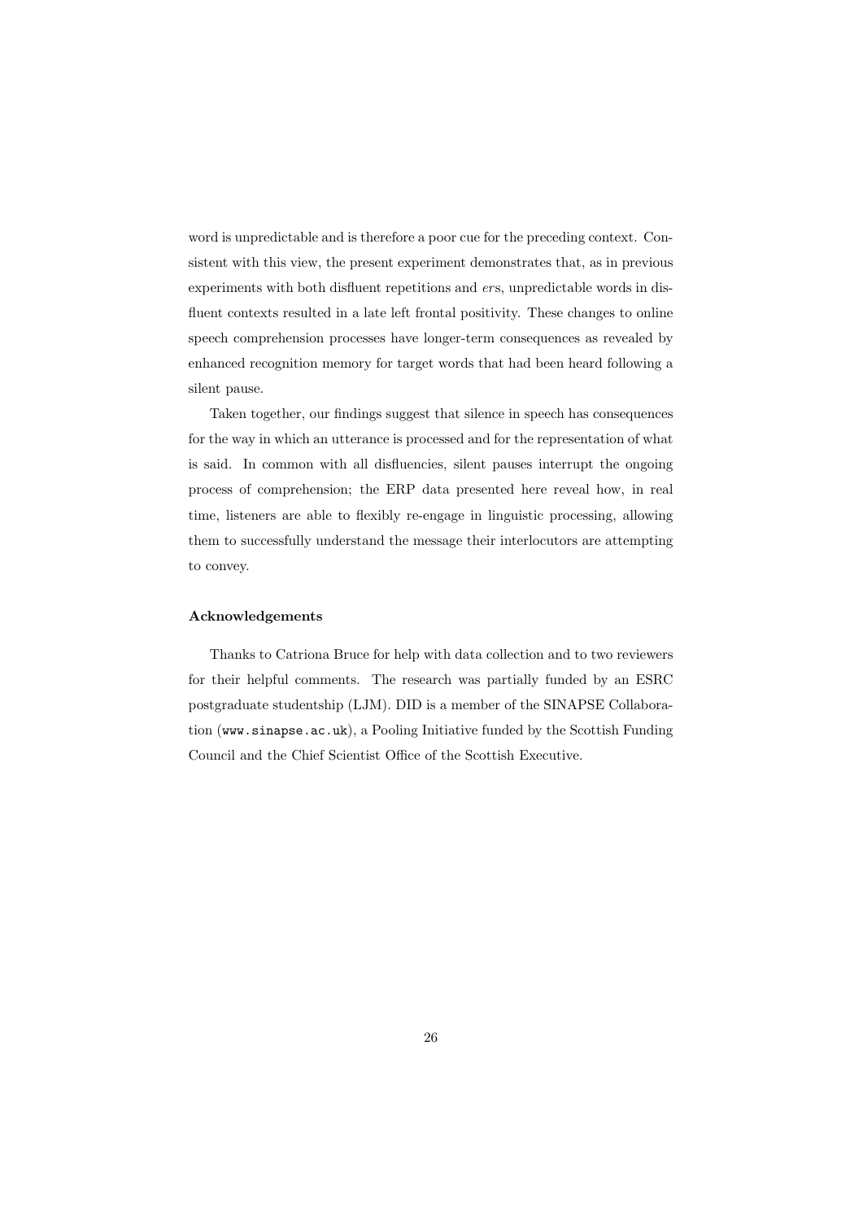word is unpredictable and is therefore a poor cue for the preceding context. Consistent with this view, the present experiment demonstrates that, as in previous experiments with both disfluent repetitions and *er*s, unpredictable words in disfluent contexts resulted in a late left frontal positivity. These changes to online speech comprehension processes have longer-term consequences as revealed by enhanced recognition memory for target words that had been heard following a silent pause.

Taken together, our findings suggest that silence in speech has consequences for the way in which an utterance is processed and for the representation of what is said. In common with all disfluencies, silent pauses interrupt the ongoing process of comprehension; the ERP data presented here reveal how, in real time, listeners are able to flexibly re-engage in linguistic processing, allowing them to successfully understand the message their interlocutors are attempting to convey.

**Acknowledgements**

Thanks to Catriona Bruce for help with data collection and to two reviewers for their helpful comments. The research was partially funded by an ESRC postgraduate studentship (LJM). DID is a member of the SINAPSE Collaboration (`www.sinapse.ac.uk`), a Pooling Initiative funded by the Scottish Funding Council and the Chief Scientist Office of the Scottish Executive.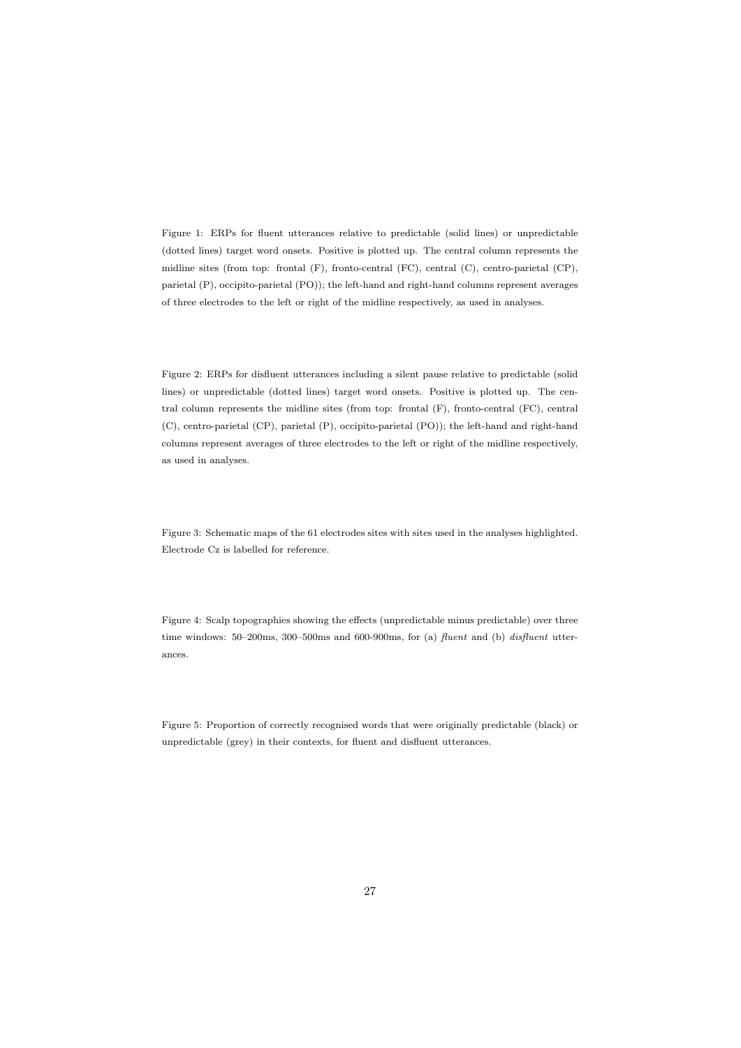Figure 1: ERPs for fluent utterances relative to predictable (solid lines) or unpredictable (dotted lines) target word onsets. Positive is plotted up. The central column represents the midline sites (from top: frontal (F), fronto-central (FC), central (C), centro-parietal (CP), parietal (P), occipito-parietal (PO)); the left-hand and right-hand columns represent averages of three electrodes to the left or right of the midline respectively, as used in analyses.

Figure 2: ERPs for disfluent utterances including a silent pause relative to predictable (solid lines) or unpredictable (dotted lines) target word onsets. Positive is plotted up. The central column represents the midline sites (from top: frontal (F), fronto-central (FC), central (C), centro-parietal (CP), parietal (P), occipito-parietal (PO)); the left-hand and right-hand columns represent averages of three electrodes to the left or right of the midline respectively, as used in analyses.

Figure 3: Schematic maps of the 61 electrodes sites with sites used in the analyses highlighted. Electrode Cz is labelled for reference.

Figure 4: Scalp topographies showing the effects (unpredictable minus predictable) over three time windows: 50–200ms, 300–500ms and 600-900ms, for (a) *fluent* and (b) *disfluent* utterances.

Figure 5: Proportion of correctly recognised words that were originally predictable (black) or unpredictable (grey) in their contexts, for fluent and disfluent utterances.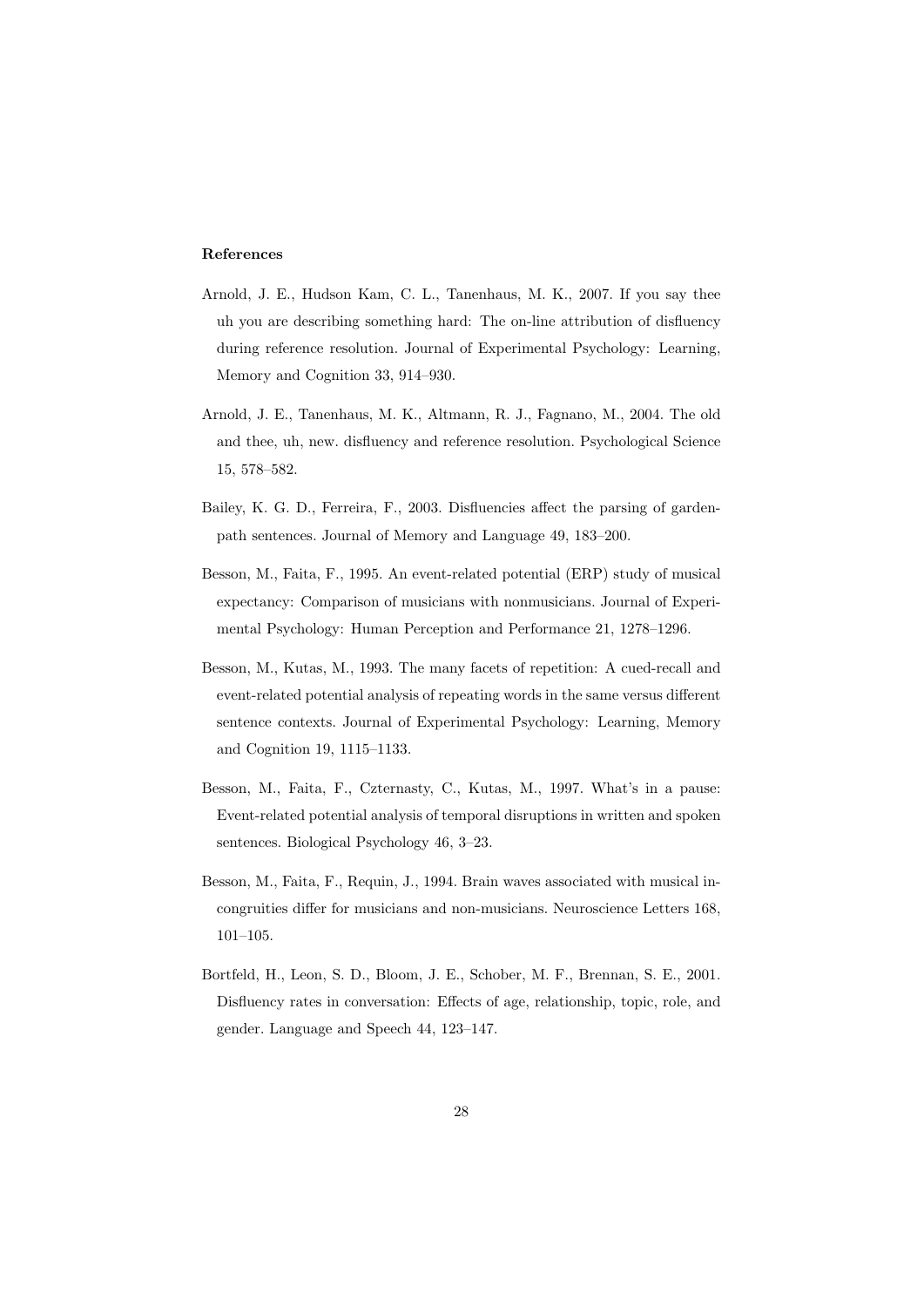## References

Arnold, J. E., Hudson Kam, C. L., Tanenhaus, M. K., 2007. If you say thee uh you are describing something hard: The on-line attribution of disfluency during reference resolution. Journal of Experimental Psychology: Learning, Memory and Cognition 33, 914–930.

Arnold, J. E., Tanenhaus, M. K., Altmann, R. J., Fagnano, M., 2004. The old and thee, uh, new. disfluency and reference resolution. Psychological Science 15, 578–582.

Bailey, K. G. D., Ferreira, F., 2003. Disfluencies affect the parsing of garden-path sentences. Journal of Memory and Language 49, 183–200.

Besson, M., Faita, F., 1995. An event-related potential (ERP) study of musical expectancy: Comparison of musicians with nonmusicians. Journal of Experimental Psychology: Human Perception and Performance 21, 1278–1296.

Besson, M., Kutas, M., 1993. The many facets of repetition: A cued-recall and event-related potential analysis of repeating words in the same versus different sentence contexts. Journal of Experimental Psychology: Learning, Memory and Cognition 19, 1115–1133.

Besson, M., Faita, F., Czternasty, C., Kutas, M., 1997. What's in a pause: Event-related potential analysis of temporal disruptions in written and spoken sentences. Biological Psychology 46, 3–23.

Besson, M., Faita, F., Requin, J., 1994. Brain waves associated with musical incongruities differ for musicians and non-musicians. Neuroscience Letters 168, 101–105.

Bortfeld, H., Leon, S. D., Bloom, J. E., Schober, M. F., Brennan, S. E., 2001. Disfluency rates in conversation: Effects of age, relationship, topic, role, and gender. Language and Speech 44, 123–147.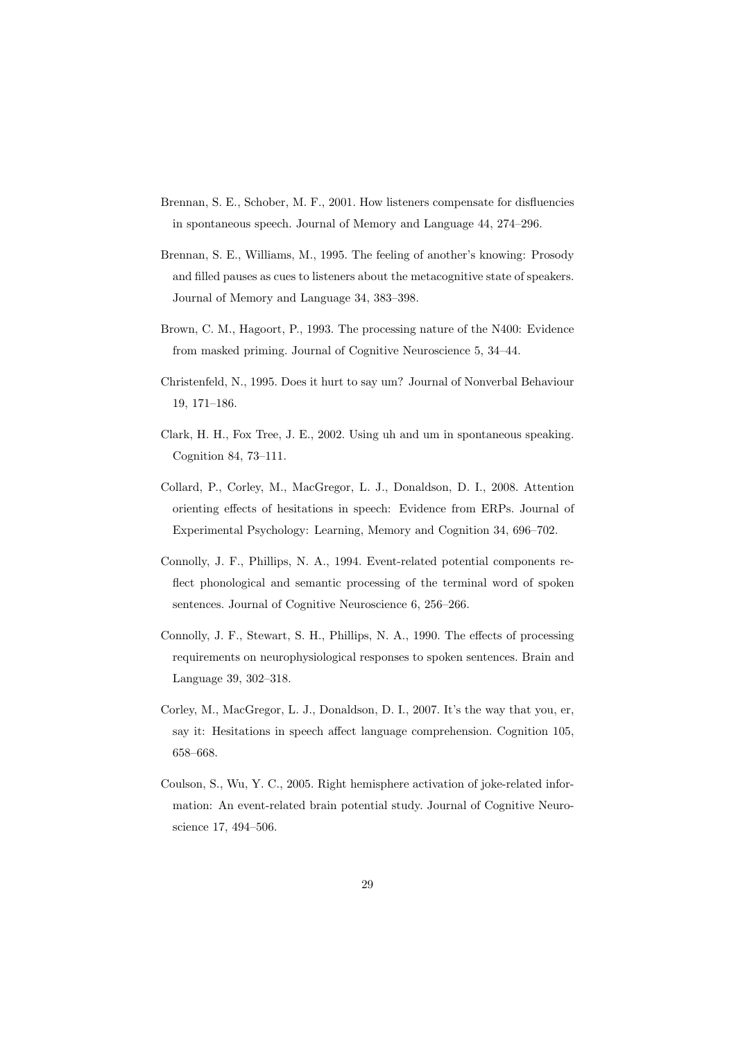Brennan, S. E., Schober, M. F., 2001. How listeners compensate for disfluencies in spontaneous speech. Journal of Memory and Language 44, 274–296.

Brennan, S. E., Williams, M., 1995. The feeling of another's knowing: Prosody and filled pauses as cues to listeners about the metacognitive state of speakers. Journal of Memory and Language 34, 383–398.

Brown, C. M., Hagoort, P., 1993. The processing nature of the N400: Evidence from masked priming. Journal of Cognitive Neuroscience 5, 34–44.

Christenfeld, N., 1995. Does it hurt to say um? Journal of Nonverbal Behaviour 19, 171–186.

Clark, H. H., Fox Tree, J. E., 2002. Using uh and um in spontaneous speaking. Cognition 84, 73–111.

Collard, P., Corley, M., MacGregor, L. J., Donaldson, D. I., 2008. Attention orienting effects of hesitations in speech: Evidence from ERPs. Journal of Experimental Psychology: Learning, Memory and Cognition 34, 696–702.

Connolly, J. F., Phillips, N. A., 1994. Event-related potential components reflect phonological and semantic processing of the terminal word of spoken sentences. Journal of Cognitive Neuroscience 6, 256–266.

Connolly, J. F., Stewart, S. H., Phillips, N. A., 1990. The effects of processing requirements on neurophysiological responses to spoken sentences. Brain and Language 39, 302–318.

Corley, M., MacGregor, L. J., Donaldson, D. I., 2007. It's the way that you, er, say it: Hesitations in speech affect language comprehension. Cognition 105, 658–668.

Coulson, S., Wu, Y. C., 2005. Right hemisphere activation of joke-related information: An event-related brain potential study. Journal of Cognitive Neuroscience 17, 494–506.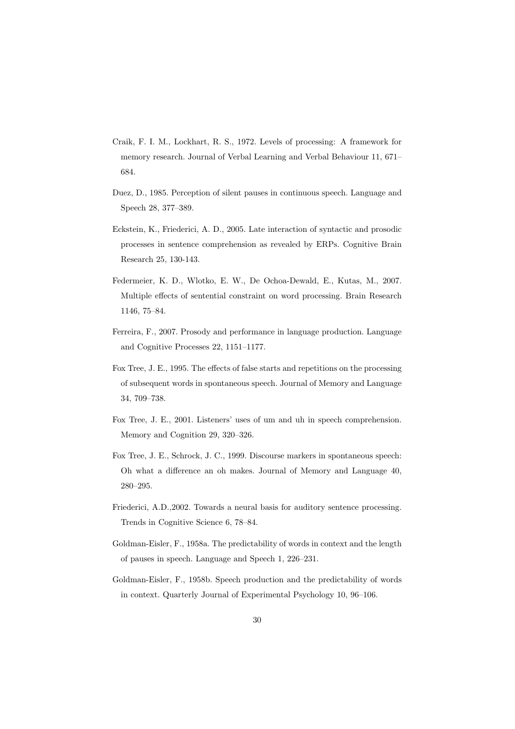Craik, F. I. M., Lockhart, R. S., 1972. Levels of processing: A framework for memory research. Journal of Verbal Learning and Verbal Behaviour 11, 671–684.

Duez, D., 1985. Perception of silent pauses in continuous speech. Language and Speech 28, 377–389.

Eckstein, K., Friederici, A. D., 2005. Late interaction of syntactic and prosodic processes in sentence comprehension as revealed by ERPs. Cognitive Brain Research 25, 130-143.

Federmeier, K. D., Wlotko, E. W., De Ochoa-Dewald, E., Kutas, M., 2007. Multiple effects of sentential constraint on word processing. Brain Research 1146, 75–84.

Ferreira, F., 2007. Prosody and performance in language production. Language and Cognitive Processes 22, 1151–1177.

Fox Tree, J. E., 1995. The effects of false starts and repetitions on the processing of subsequent words in spontaneous speech. Journal of Memory and Language 34, 709–738.

Fox Tree, J. E., 2001. Listeners' uses of um and uh in speech comprehension. Memory and Cognition 29, 320–326.

Fox Tree, J. E., Schrock, J. C., 1999. Discourse markers in spontaneous speech: Oh what a difference an oh makes. Journal of Memory and Language 40, 280–295.

Friederici, A.D.,2002. Towards a neural basis for auditory sentence processing. Trends in Cognitive Science 6, 78–84.

Goldman-Eisler, F., 1958a. The predictability of words in context and the length of pauses in speech. Language and Speech 1, 226–231.

Goldman-Eisler, F., 1958b. Speech production and the predictability of words in context. Quarterly Journal of Experimental Psychology 10, 96–106.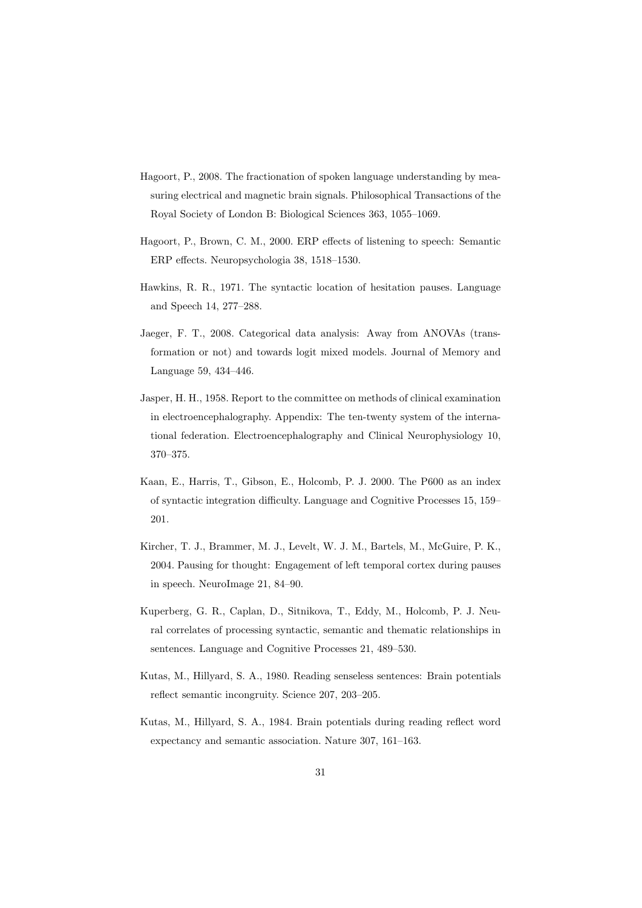Hagoort, P., 2008. The fractionation of spoken language understanding by measuring electrical and magnetic brain signals. Philosophical Transactions of the Royal Society of London B: Biological Sciences 363, 1055–1069.

Hagoort, P., Brown, C. M., 2000. ERP effects of listening to speech: Semantic ERP effects. Neuropsychologia 38, 1518–1530.

Hawkins, R. R., 1971. The syntactic location of hesitation pauses. Language and Speech 14, 277–288.

Jaeger, F. T., 2008. Categorical data analysis: Away from ANOVAs (transformation or not) and towards logit mixed models. Journal of Memory and Language 59, 434–446.

Jasper, H. H., 1958. Report to the committee on methods of clinical examination in electroencephalography. Appendix: The ten-twenty system of the international federation. Electroencephalography and Clinical Neurophysiology 10, 370–375.

Kaan, E., Harris, T., Gibson, E., Holcomb, P. J. 2000. The P600 as an index of syntactic integration difficulty. Language and Cognitive Processes 15, 159–201.

Kircher, T. J., Brammer, M. J., Levelt, W. J. M., Bartels, M., McGuire, P. K., 2004. Pausing for thought: Engagement of left temporal cortex during pauses in speech. NeuroImage 21, 84–90.

Kuperberg, G. R., Caplan, D., Sitnikova, T., Eddy, M., Holcomb, P. J. Neural correlates of processing syntactic, semantic and thematic relationships in sentences. Language and Cognitive Processes 21, 489–530.

Kutas, M., Hillyard, S. A., 1980. Reading senseless sentences: Brain potentials reflect semantic incongruity. Science 207, 203–205.

Kutas, M., Hillyard, S. A., 1984. Brain potentials during reading reflect word expectancy and semantic association. Nature 307, 161–163.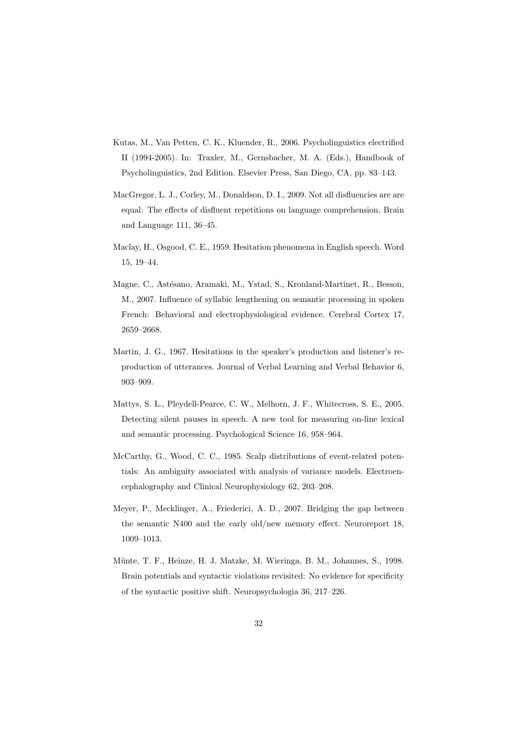Kutas, M., Van Petten, C. K., Kluender, R., 2006. Psycholinguistics electrified II (1994-2005). In: Traxler, M., Gernsbacher, M. A. (Eds.), Handbook of Psycholinguistics, 2nd Edition. Elsevier Press, San Diego, CA, pp. 83–143.

MacGregor, L. J., Corley, M., Donaldson, D. I., 2009. Not all disfluencies are are equal: The effects of disfluent repetitions on language comprehension. Brain and Language 111, 36–45.

Maclay, H., Osgood, C. E., 1959. Hesitation phenomena in English speech. Word 15, 19–44.

Magne, C., Astésano, Aramaki, M., Ystad, S., Kronland-Martinet, R., Besson, M., 2007. Influence of syllabic lengthening on semantic processing in spoken French: Behavioral and electrophysiological evidence. Cerebral Cortex 17, 2659–2668.

Martin, J. G., 1967. Hesitations in the speaker's production and listener's reproduction of utterances. Journal of Verbal Learning and Verbal Behavior 6, 903–909.

Mattys, S. L., Pleydell-Pearce, C. W., Melhorn, J. F., Whitecross, S. E., 2005. Detecting silent pauses in speech. A new tool for measuring on-line lexical and semantic processing. Psychological Science 16, 958–964.

McCarthy, G., Wood, C. C., 1985. Scalp distributions of event-related potentials: An ambiguity associated with analysis of variance models. Electroencephalography and Clinical Neurophysiology 62, 203–208.

Meyer, P., Mecklinger, A., Friederici, A. D., 2007. Bridging the gap between the semantic N400 and the early old/new memory effect. Neuroreport 18, 1009–1013.

Münte, T. F., Heinze, H. J. Matzke, M. Wieringa, B. M., Johannes, S., 1998. Brain potentials and syntactic violations revisited: No evidence for specificity of the syntactic positive shift. Neuropsychologia 36, 217–226.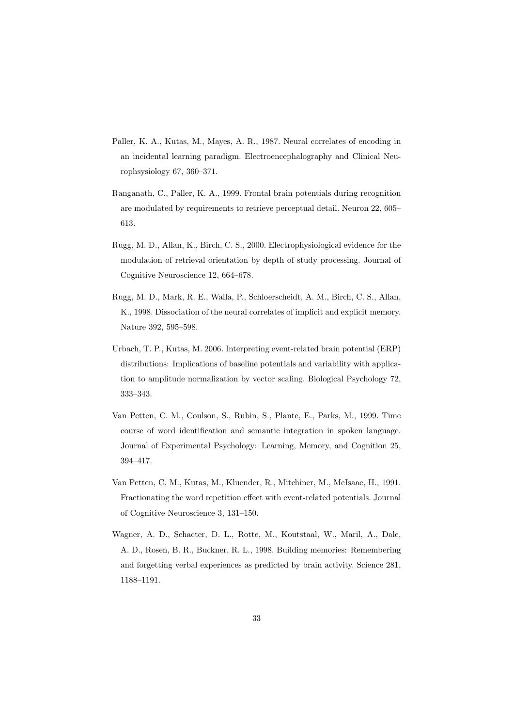Paller, K. A., Kutas, M., Mayes, A. R., 1987. Neural correlates of encoding in an incidental learning paradigm. Electroencephalography and Clinical Neurophsysiology 67, 360–371.

Ranganath, C., Paller, K. A., 1999. Frontal brain potentials during recognition are modulated by requirements to retrieve perceptual detail. Neuron 22, 605–613.

Rugg, M. D., Allan, K., Birch, C. S., 2000. Electrophysiological evidence for the modulation of retrieval orientation by depth of study processing. Journal of Cognitive Neuroscience 12, 664–678.

Rugg, M. D., Mark, R. E., Walla, P., Schloerscheidt, A. M., Birch, C. S., Allan, K., 1998. Dissociation of the neural correlates of implicit and explicit memory. Nature 392, 595–598.

Urbach, T. P., Kutas, M. 2006. Interpreting event-related brain potential (ERP) distributions: Implications of baseline potentials and variability with application to amplitude normalization by vector scaling. Biological Psychology 72, 333–343.

Van Petten, C. M., Coulson, S., Rubin, S., Plante, E., Parks, M., 1999. Time course of word identification and semantic integration in spoken language. Journal of Experimental Psychology: Learning, Memory, and Cognition 25, 394–417.

Van Petten, C. M., Kutas, M., Kluender, R., Mitchiner, M., McIsaac, H., 1991. Fractionating the word repetition effect with event-related potentials. Journal of Cognitive Neuroscience 3, 131–150.

Wagner, A. D., Schacter, D. L., Rotte, M., Koutstaal, W., Maril, A., Dale, A. D., Rosen, B. R., Buckner, R. L., 1998. Building memories: Remembering and forgetting verbal experiences as predicted by brain activity. Science 281, 1188–1191.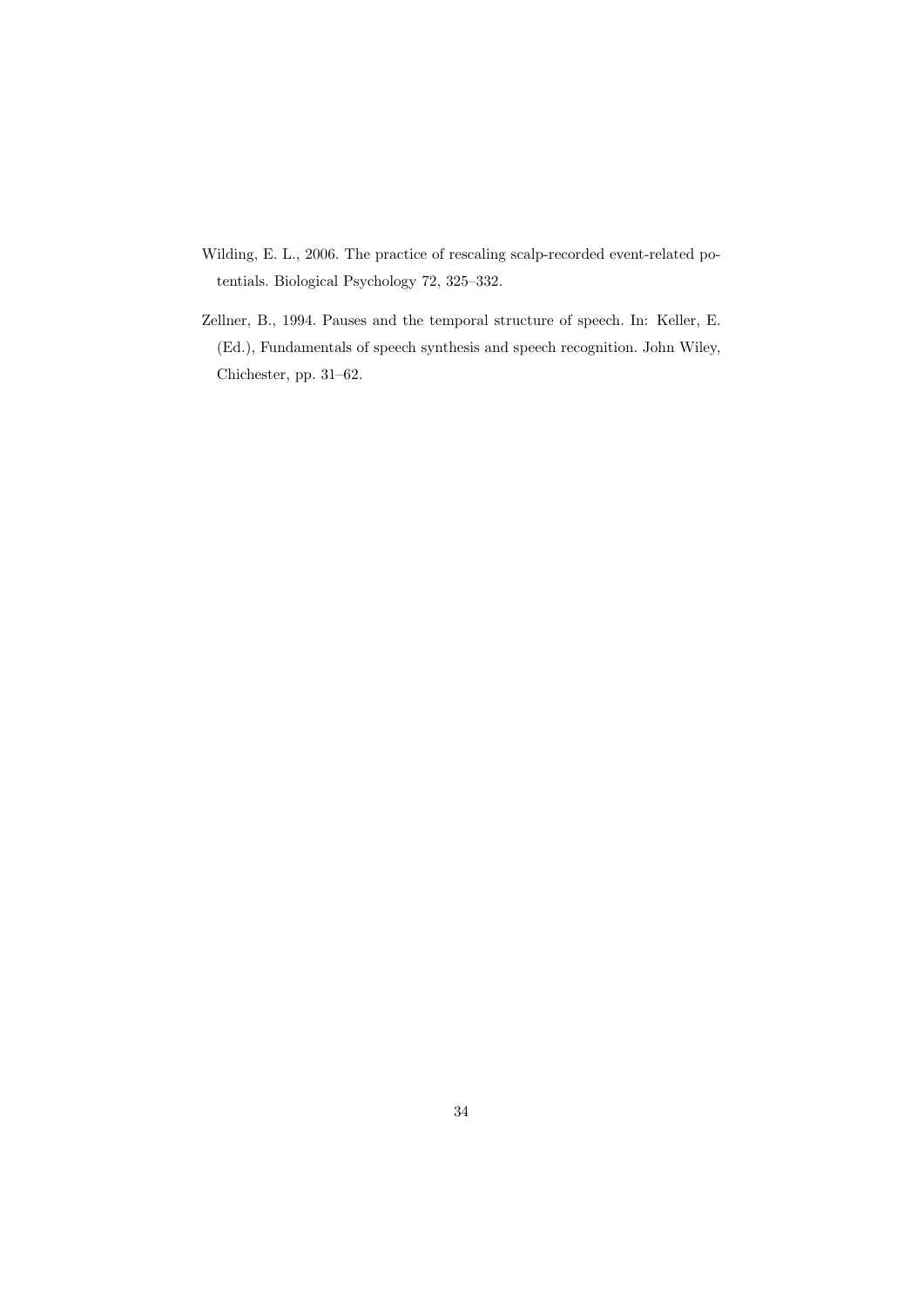Wilding, E. L., 2006. The practice of rescaling scalp-recorded event-related potentials. Biological Psychology 72, 325–332.

Zellner, B., 1994. Pauses and the temporal structure of speech. In: Keller, E. (Ed.), Fundamentals of speech synthesis and speech recognition. John Wiley, Chichester, pp. 31–62.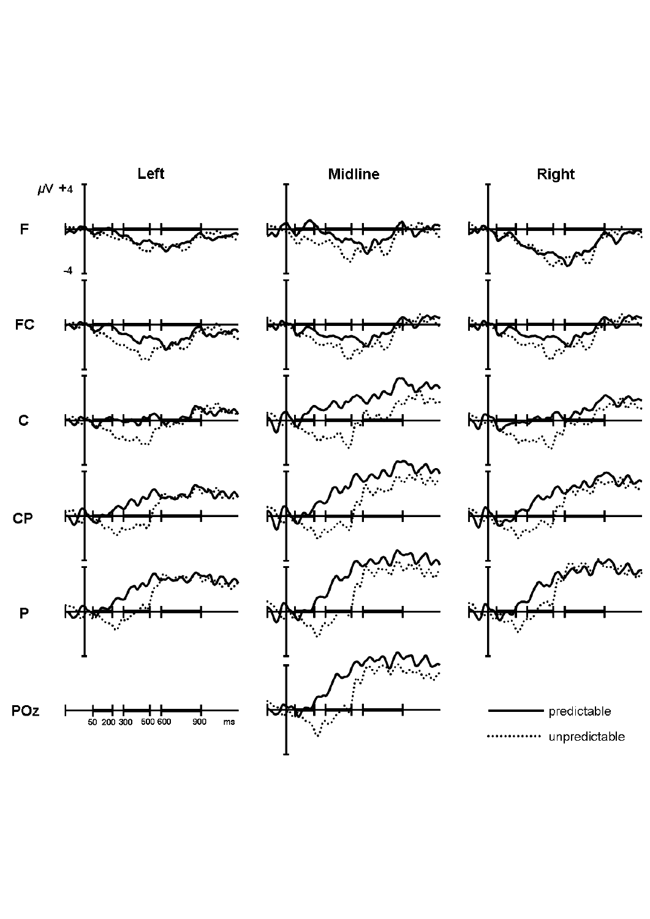Left Midline Right

μV +4

-4

F

FC

C

CP

P

POz

50 200 300 500 600 900 ms

predictable

unpredictable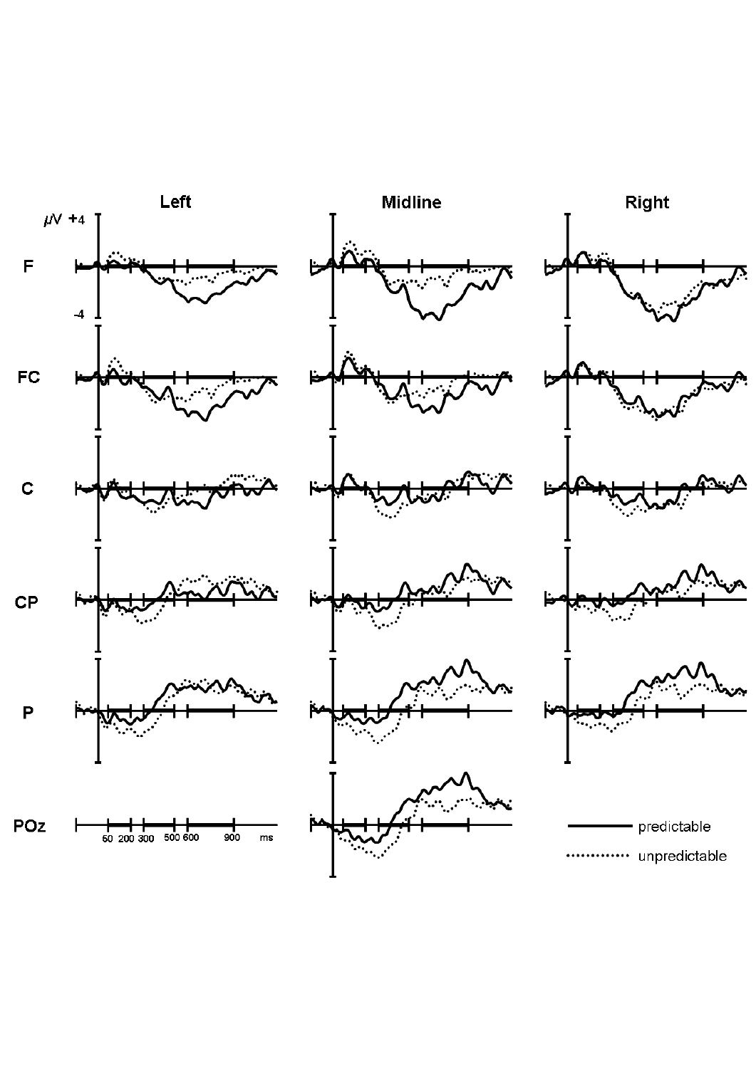Left Midline Right

$\mu V$ +4

-4

F

FC

C

CP

P

POz

50 200 300 500 600 900 ms

predictable

unpredictable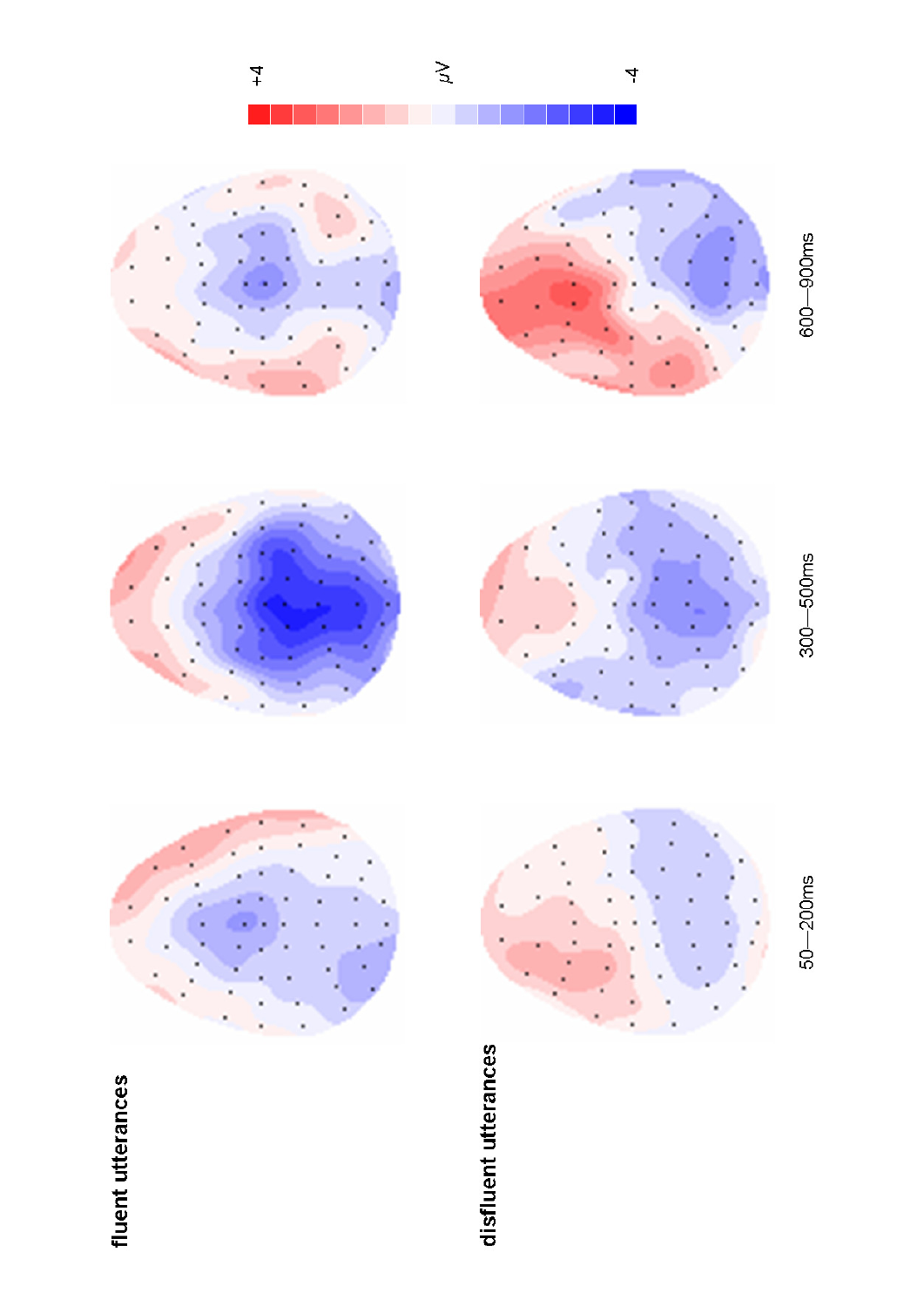**fluent utterances**

**disfluent utterances**

50—200ms

300—500ms

600—900ms

+4

μV

-4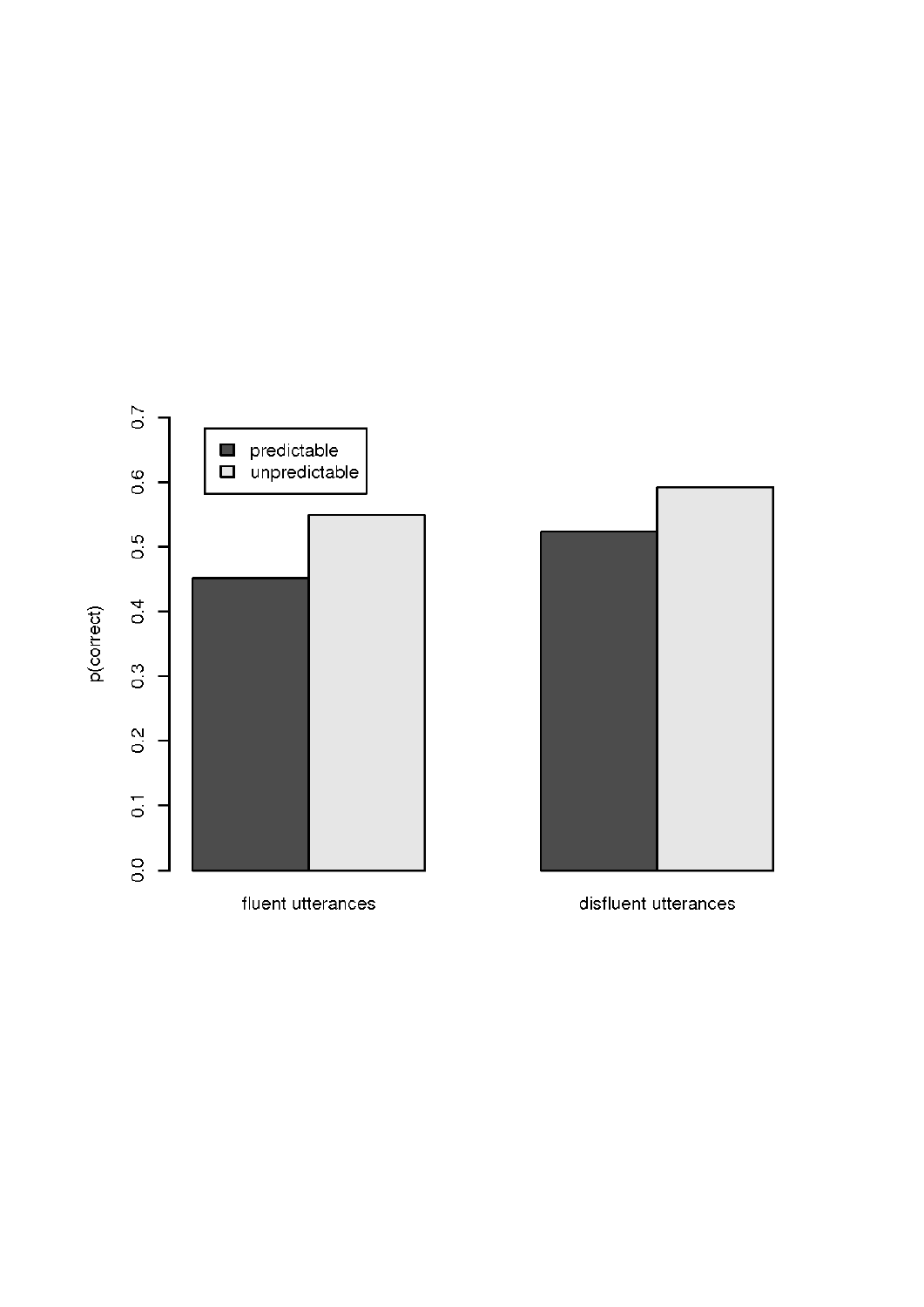0.7
0.6
0.5
0.4
0.3
0.2
0.1
0.0

p(correct)

predictable
unpredictable

fluent utterances

disfluent utterances